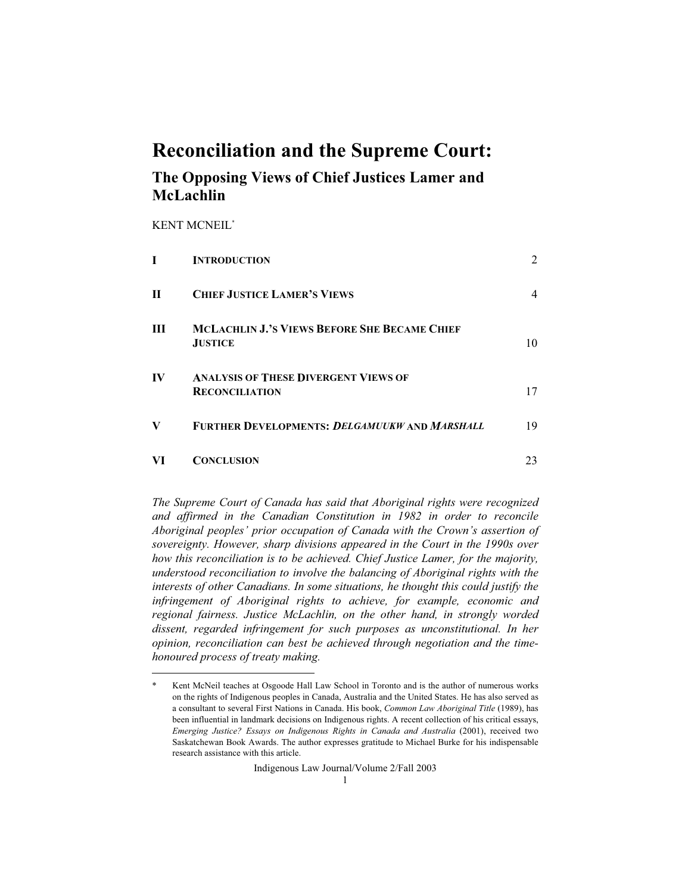# Reconciliation and the Supreme Court:

## The Opposing Views of Chief Justices Lamer and McLachlin

KENT MCNEIL*

| | | |
|---|---|---|
| I | INTRODUCTION | 2 |
| II | CHIEF JUSTICE LAMER'S VIEWS | 4 |
| III | MCLACHLIN J.'S VIEWS BEFORE SHE BECAME CHIEF JUSTICE | 10 |
| IV | ANALYSIS OF THESE DIVERGENT VIEWS OF RECONCILIATION | 17 |
| V | FURTHER DEVELOPMENTS: *DELGAMUUKW* AND *MARSHALL* | 19 |
| VI | CONCLUSION | 23 |

*The Supreme Court of Canada has said that Aboriginal rights were recognized and affirmed in the Canadian Constitution in 1982 in order to reconcile Aboriginal peoples' prior occupation of Canada with the Crown's assertion of sovereignty. However, sharp divisions appeared in the Court in the 1990s over how this reconciliation is to be achieved. Chief Justice Lamer, for the majority, understood reconciliation to involve the balancing of Aboriginal rights with the interests of other Canadians. In some situations, he thought this could justify the infringement of Aboriginal rights to achieve, for example, economic and regional fairness. Justice McLachlin, on the other hand, in strongly worded dissent, regarded infringement for such purposes as unconstitutional. In her opinion, reconciliation can best be achieved through negotiation and the time-honoured process of treaty making.*

---

\* Kent McNeil teaches at Osgoode Hall Law School in Toronto and is the author of numerous works on the rights of Indigenous peoples in Canada, Australia and the United States. He has also served as a consultant to several First Nations in Canada. His book, *Common Law Aboriginal Title* (1989), has been influential in landmark decisions on Indigenous rights. A recent collection of his critical essays, *Emerging Justice? Essays on Indigenous Rights in Canada and Australia* (2001), received two Saskatchewan Book Awards. The author expresses gratitude to Michael Burke for his indispensable research assistance with this article.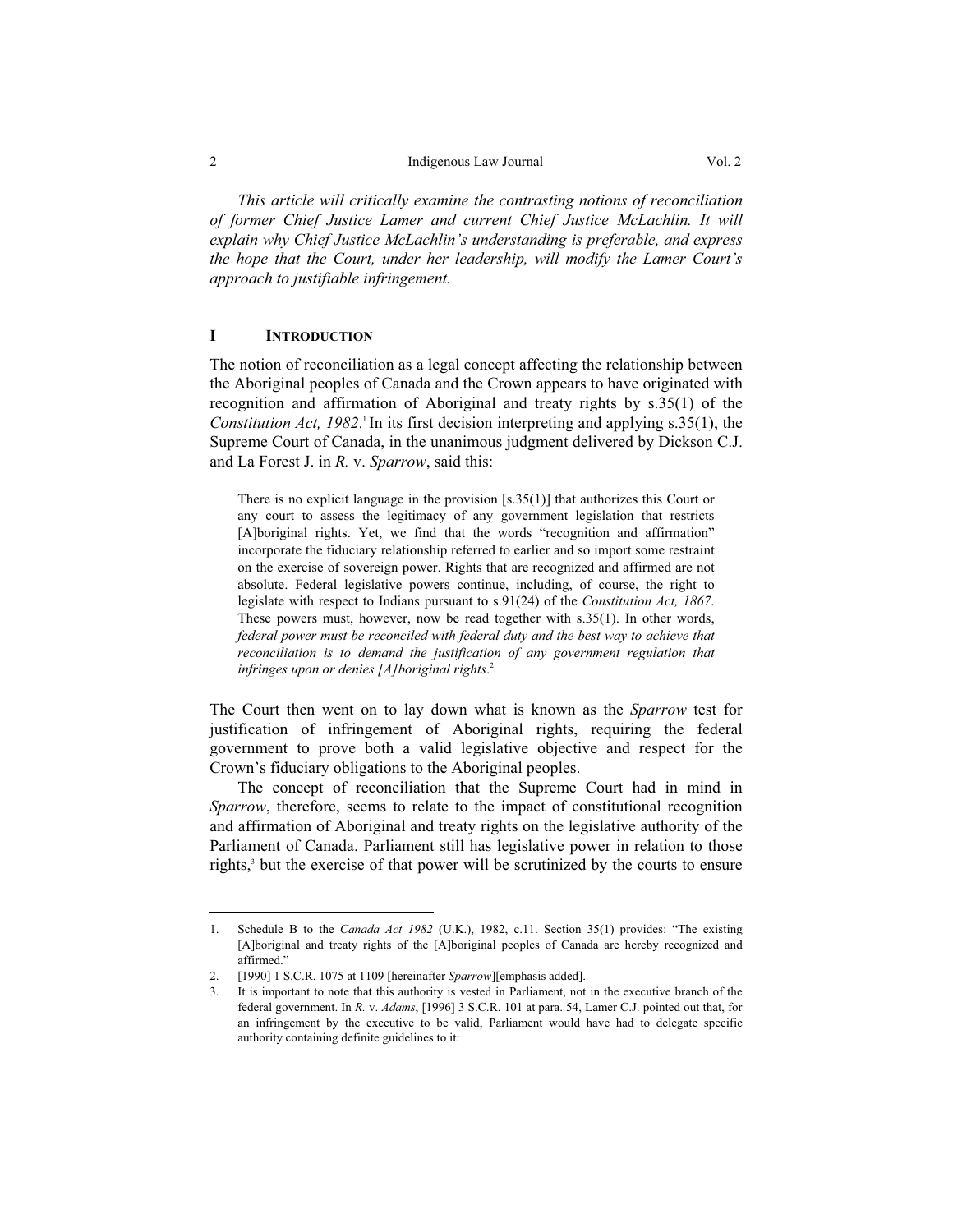*This article will critically examine the contrasting notions of reconciliation of former Chief Justice Lamer and current Chief Justice McLachlin. It will explain why Chief Justice McLachlin's understanding is preferable, and express the hope that the Court, under her leadership, will modify the Lamer Court's approach to justifiable infringement.*

## I INTRODUCTION

The notion of reconciliation as a legal concept affecting the relationship between the Aboriginal peoples of Canada and the Crown appears to have originated with recognition and affirmation of Aboriginal and treaty rights by s.35(1) of the *Constitution Act, 1982*.[1] In its first decision interpreting and applying s.35(1), the Supreme Court of Canada, in the unanimous judgment delivered by Dickson C.J. and La Forest J. in *R.* v. *Sparrow*, said this:

> There is no explicit language in the provision [s.35(1)] that authorizes this Court or any court to assess the legitimacy of any government legislation that restricts [A]boriginal rights. Yet, we find that the words "recognition and affirmation" incorporate the fiduciary relationship referred to earlier and so import some restraint on the exercise of sovereign power. Rights that are recognized and affirmed are not absolute. Federal legislative powers continue, including, of course, the right to legislate with respect to Indians pursuant to s.91(24) of the *Constitution Act, 1867*. These powers must, however, now be read together with s.35(1). In other words, *federal power must be reconciled with federal duty and the best way to achieve that reconciliation is to demand the justification of any government regulation that infringes upon or denies [A]boriginal rights*.[2]

The Court then went on to lay down what is known as the *Sparrow* test for justification of infringement of Aboriginal rights, requiring the federal government to prove both a valid legislative objective and respect for the Crown's fiduciary obligations to the Aboriginal peoples.

The concept of reconciliation that the Supreme Court had in mind in *Sparrow*, therefore, seems to relate to the impact of constitutional recognition and affirmation of Aboriginal and treaty rights on the legislative authority of the Parliament of Canada. Parliament still has legislative power in relation to those rights,[3] but the exercise of that power will be scrutinized by the courts to ensure

---

1. Schedule B to the *Canada Act 1982* (U.K.), 1982, c.11. Section 35(1) provides: "The existing [A]boriginal and treaty rights of the [A]boriginal peoples of Canada are hereby recognized and affirmed."
2. [1990] 1 S.C.R. 1075 at 1109 [hereinafter *Sparrow*][emphasis added].
3. It is important to note that this authority is vested in Parliament, not in the executive branch of the federal government. In *R.* v. *Adams*, [1996] 3 S.C.R. 101 at para. 54, Lamer C.J. pointed out that, for an infringement by the executive to be valid, Parliament would have had to delegate specific authority containing definite guidelines to it: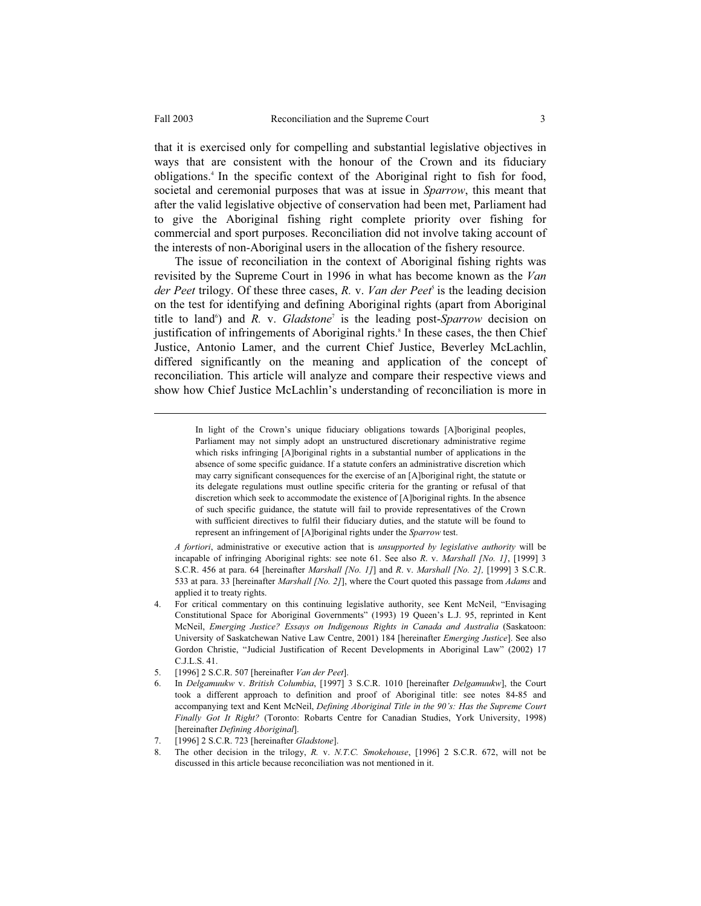that it is exercised only for compelling and substantial legislative objectives in ways that are consistent with the honour of the Crown and its fiduciary obligations.[4] In the specific context of the Aboriginal right to fish for food, societal and ceremonial purposes that was at issue in *Sparrow*, this meant that after the valid legislative objective of conservation had been met, Parliament had to give the Aboriginal fishing right complete priority over fishing for commercial and sport purposes. Reconciliation did not involve taking account of the interests of non-Aboriginal users in the allocation of the fishery resource.

The issue of reconciliation in the context of Aboriginal fishing rights was revisited by the Supreme Court in 1996 in what has become known as the *Van der Peet* trilogy. Of these three cases, *R.* v. *Van der Peet*[5] is the leading decision on the test for identifying and defining Aboriginal rights (apart from Aboriginal title to land[6]) and *R.* v. *Gladstone*[7] is the leading post-*Sparrow* decision on justification of infringements of Aboriginal rights.[8] In these cases, the then Chief Justice, Antonio Lamer, and the current Chief Justice, Beverley McLachlin, differed significantly on the meaning and application of the concept of reconciliation. This article will analyze and compare their respective views and show how Chief Justice McLachlin's understanding of reconciliation is more in

---

> In light of the Crown's unique fiduciary obligations towards [A]boriginal peoples, Parliament may not simply adopt an unstructured discretionary administrative regime which risks infringing [A]boriginal rights in a substantial number of applications in the absence of some specific guidance. If a statute confers an administrative discretion which may carry significant consequences for the exercise of an [A]boriginal right, the statute or its delegate regulations must outline specific criteria for the granting or refusal of that discretion which seek to accommodate the existence of [A]boriginal rights. In the absence of such specific guidance, the statute will fail to provide representatives of the Crown with sufficient directives to fulfil their fiduciary duties, and the statute will be found to represent an infringement of [A]boriginal rights under the *Sparrow* test.

*A fortiori*, administrative or executive action that is *unsupported by legislative authority* will be incapable of infringing Aboriginal rights: see note 61. See also *R*. v. *Marshall [No. 1]*, [1999] 3 S.C.R. 456 at para. 64 [hereinafter *Marshall [No. 1]*] and *R*. v. *Marshall [No. 2]*, [1999] 3 S.C.R. 533 at para. 33 [hereinafter *Marshall [No. 2]*], where the Court quoted this passage from *Adams* and applied it to treaty rights.

4. For critical commentary on this continuing legislative authority, see Kent McNeil, "Envisaging Constitutional Space for Aboriginal Governments" (1993) 19 Queen's L.J. 95, reprinted in Kent McNeil, *Emerging Justice? Essays on Indigenous Rights in Canada and Australia* (Saskatoon: University of Saskatchewan Native Law Centre, 2001) 184 [hereinafter *Emerging Justice*]. See also Gordon Christie, "Judicial Justification of Recent Developments in Aboriginal Law" (2002) 17 C.J.L.S. 41.
5. [1996] 2 S.C.R. 507 [hereinafter *Van der Peet*].
6. In *Delgamuukw* v. *British Columbia*, [1997] 3 S.C.R. 1010 [hereinafter *Delgamuukw*], the Court took a different approach to definition and proof of Aboriginal title: see notes 84-85 and accompanying text and Kent McNeil, *Defining Aboriginal Title in the 90's: Has the Supreme Court Finally Got It Right?* (Toronto: Robarts Centre for Canadian Studies, York University, 1998) [hereinafter *Defining Aboriginal*].
7. [1996] 2 S.C.R. 723 [hereinafter *Gladstone*].
8. The other decision in the trilogy, *R.* v. *N.T.C. Smokehouse*, [1996] 2 S.C.R. 672, will not be discussed in this article because reconciliation was not mentioned in it.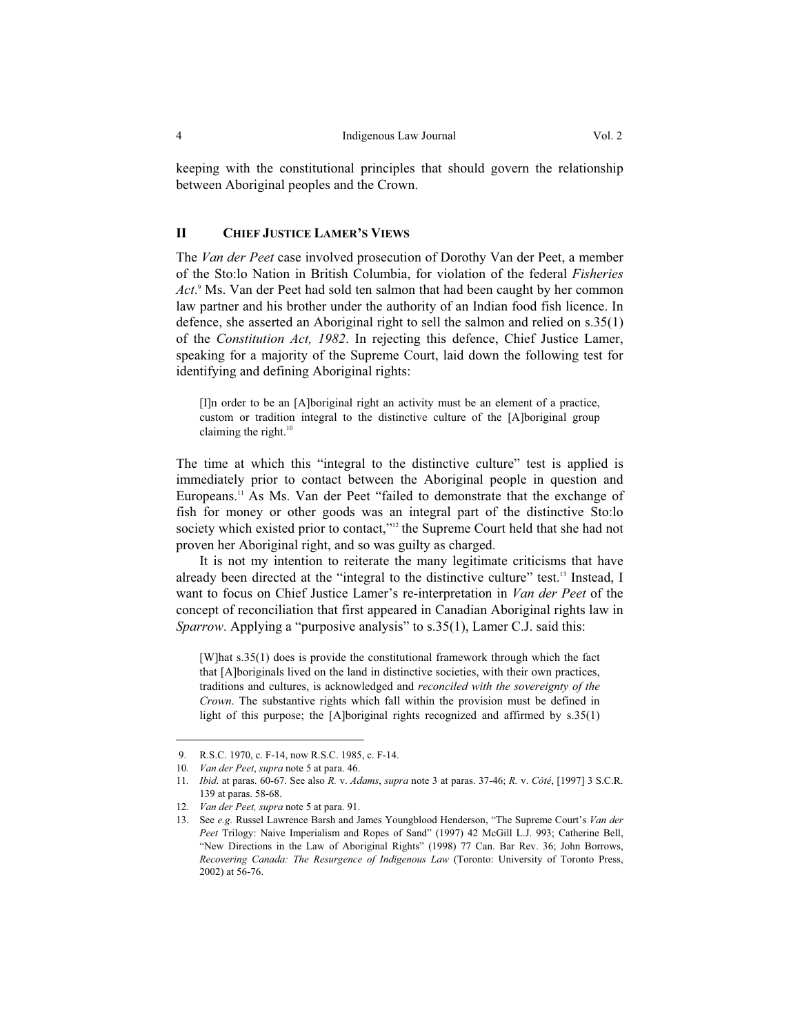keeping with the constitutional principles that should govern the relationship between Aboriginal peoples and the Crown.

## II CHIEF JUSTICE LAMER'S VIEWS

The *Van der Peet* case involved prosecution of Dorothy Van der Peet, a member of the Sto:lo Nation in British Columbia, for violation of the federal *Fisheries Act*.[9] Ms. Van der Peet had sold ten salmon that had been caught by her common law partner and his brother under the authority of an Indian food fish licence. In defence, she asserted an Aboriginal right to sell the salmon and relied on s.35(1) of the *Constitution Act, 1982*. In rejecting this defence, Chief Justice Lamer, speaking for a majority of the Supreme Court, laid down the following test for identifying and defining Aboriginal rights:

> [I]n order to be an [A]boriginal right an activity must be an element of a practice, custom or tradition integral to the distinctive culture of the [A]boriginal group claiming the right.[10]

The time at which this "integral to the distinctive culture" test is applied is immediately prior to contact between the Aboriginal people in question and Europeans.[11] As Ms. Van der Peet "failed to demonstrate that the exchange of fish for money or other goods was an integral part of the distinctive Sto:lo society which existed prior to contact,"[12] the Supreme Court held that she had not proven her Aboriginal right, and so was guilty as charged.

It is not my intention to reiterate the many legitimate criticisms that have already been directed at the "integral to the distinctive culture" test.[13] Instead, I want to focus on Chief Justice Lamer's re-interpretation in *Van der Peet* of the concept of reconciliation that first appeared in Canadian Aboriginal rights law in *Sparrow*. Applying a "purposive analysis" to s.35(1), Lamer C.J. said this:

> [W]hat s.35(1) does is provide the constitutional framework through which the fact that [A]boriginals lived on the land in distinctive societies, with their own practices, traditions and cultures, is acknowledged and *reconciled with the sovereignty of the Crown*. The substantive rights which fall within the provision must be defined in light of this purpose; the [A]boriginal rights recognized and affirmed by s.35(1)

---

9. R.S.C. 1970, c. F-14, now R.S.C. 1985, c. F-14.
10. *Van der Peet*, *supra* note 5 at para. 46.
11. *Ibid*. at paras. 60-67. See also *R.* v. *Adams*, *supra* note 3 at paras. 37-46; *R.* v. *Côté*, [1997] 3 S.C.R. 139 at paras. 58-68.
12. *Van der Peet, supra* note 5 at para. 91.
13. See *e.g.* Russel Lawrence Barsh and James Youngblood Henderson, "The Supreme Court's *Van der Peet* Trilogy: Naive Imperialism and Ropes of Sand" (1997) 42 McGill L.J. 993; Catherine Bell, "New Directions in the Law of Aboriginal Rights" (1998) 77 Can. Bar Rev. 36; John Borrows, *Recovering Canada: The Resurgence of Indigenous Law* (Toronto: University of Toronto Press, 2002) at 56-76.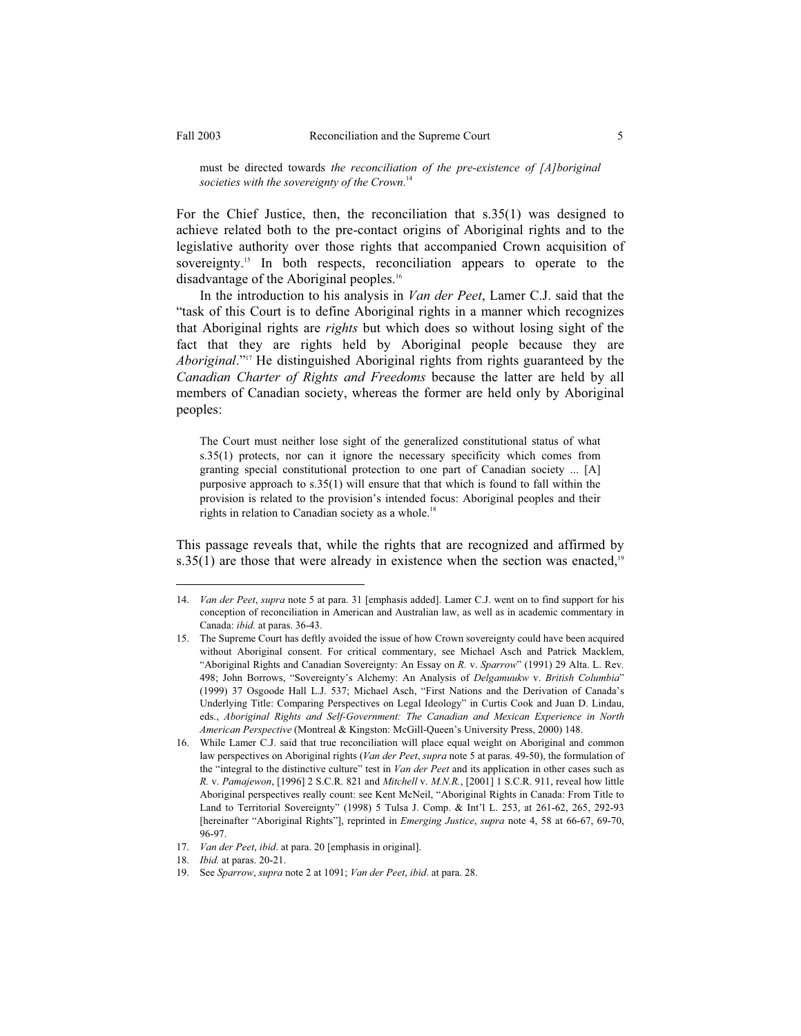> must be directed towards *the reconciliation of the pre-existence of [A]boriginal societies with the sovereignty of the Crown*.[14]

For the Chief Justice, then, the reconciliation that s.35(1) was designed to achieve related both to the pre-contact origins of Aboriginal rights and to the legislative authority over those rights that accompanied Crown acquisition of sovereignty.[15] In both respects, reconciliation appears to operate to the disadvantage of the Aboriginal peoples.[16]

In the introduction to his analysis in *Van der Peet*, Lamer C.J. said that the "task of this Court is to define Aboriginal rights in a manner which recognizes that Aboriginal rights are *rights* but which does so without losing sight of the fact that they are rights held by Aboriginal people because they are *Aboriginal*."[17] He distinguished Aboriginal rights from rights guaranteed by the *Canadian Charter of Rights and Freedoms* because the latter are held by all members of Canadian society, whereas the former are held only by Aboriginal peoples:

> The Court must neither lose sight of the generalized constitutional status of what s.35(1) protects, nor can it ignore the necessary specificity which comes from granting special constitutional protection to one part of Canadian society ... [A] purposive approach to s.35(1) will ensure that that which is found to fall within the provision is related to the provision's intended focus: Aboriginal peoples and their rights in relation to Canadian society as a whole.[18]

This passage reveals that, while the rights that are recognized and affirmed by s.35(1) are those that were already in existence when the section was enacted,[19]

---

14. *Van der Peet*, *supra* note 5 at para. 31 [emphasis added]. Lamer C.J. went on to find support for his conception of reconciliation in American and Australian law, as well as in academic commentary in Canada: *ibid.* at paras. 36-43.

15. The Supreme Court has deftly avoided the issue of how Crown sovereignty could have been acquired without Aboriginal consent. For critical commentary, see Michael Asch and Patrick Macklem, "Aboriginal Rights and Canadian Sovereignty: An Essay on *R.* v. *Sparrow*" (1991) 29 Alta. L. Rev. 498; John Borrows, "Sovereignty's Alchemy: An Analysis of *Delgamuukw* v. *British Columbia*" (1999) 37 Osgoode Hall L.J. 537; Michael Asch, "First Nations and the Derivation of Canada's Underlying Title: Comparing Perspectives on Legal Ideology" in Curtis Cook and Juan D. Lindau, eds., *Aboriginal Rights and Self-Government: The Canadian and Mexican Experience in North American Perspective* (Montreal & Kingston: McGill-Queen's University Press, 2000) 148.

16. While Lamer C.J. said that true reconciliation will place equal weight on Aboriginal and common law perspectives on Aboriginal rights (*Van der Peet*, *supra* note 5 at paras. 49-50), the formulation of the "integral to the distinctive culture" test in *Van der Peet* and its application in other cases such as *R.* v. *Pamajewon*, [1996] 2 S.C.R. 821 and *Mitchell* v. *M.N.R.*, [2001] 1 S.C.R. 911, reveal how little Aboriginal perspectives really count: see Kent McNeil, "Aboriginal Rights in Canada: From Title to Land to Territorial Sovereignty" (1998) 5 Tulsa J. Comp. & Int'l L. 253, at 261-62, 265, 292-93 [hereinafter "Aboriginal Rights"], reprinted in *Emerging Justice*, *supra* note 4, 58 at 66-67, 69-70, 96-97.

17. *Van der Peet*, *ibid*. at para. 20 [emphasis in original].

18. *Ibid.* at paras. 20-21.

19. See *Sparrow*, *supra* note 2 at 1091; *Van der Peet*, *ibid*. at para. 28.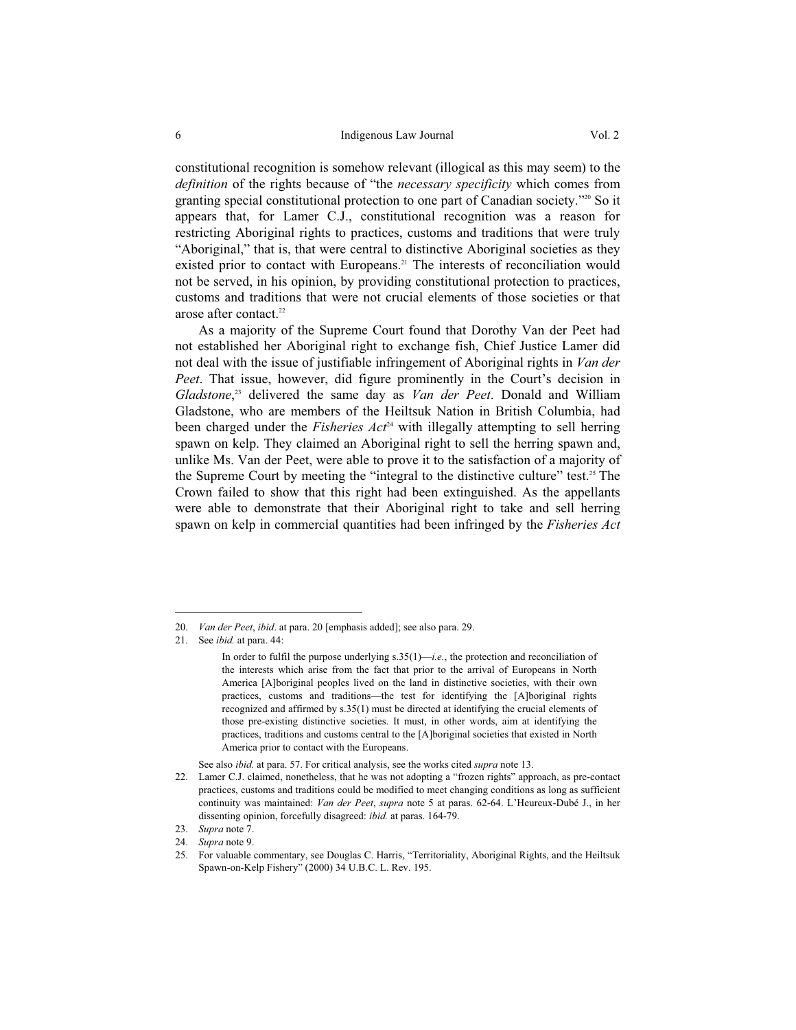constitutional recognition is somehow relevant (illogical as this may seem) to the *definition* of the rights because of "the *necessary specificity* which comes from granting special constitutional protection to one part of Canadian society."[20] So it appears that, for Lamer C.J., constitutional recognition was a reason for restricting Aboriginal rights to practices, customs and traditions that were truly "Aboriginal," that is, that were central to distinctive Aboriginal societies as they existed prior to contact with Europeans.[21] The interests of reconciliation would not be served, in his opinion, by providing constitutional protection to practices, customs and traditions that were not crucial elements of those societies or that arose after contact.[22]

As a majority of the Supreme Court found that Dorothy Van der Peet had not established her Aboriginal right to exchange fish, Chief Justice Lamer did not deal with the issue of justifiable infringement of Aboriginal rights in *Van der Peet*. That issue, however, did figure prominently in the Court's decision in *Gladstone*,[23] delivered the same day as *Van der Peet*. Donald and William Gladstone, who are members of the Heiltsuk Nation in British Columbia, had been charged under the *Fisheries Act*[24] with illegally attempting to sell herring spawn on kelp. They claimed an Aboriginal right to sell the herring spawn and, unlike Ms. Van der Peet, were able to prove it to the satisfaction of a majority of the Supreme Court by meeting the "integral to the distinctive culture" test.[25] The Crown failed to show that this right had been extinguished. As the appellants were able to demonstrate that their Aboriginal right to take and sell herring spawn on kelp in commercial quantities had been infringed by the *Fisheries Act*

---

20. *Van der Peet*, *ibid*. at para. 20 [emphasis added]; see also para. 29.

21. See *ibid.* at para. 44:

> In order to fulfil the purpose underlying s.35(1)—*i.e.*, the protection and reconciliation of the interests which arise from the fact that prior to the arrival of Europeans in North America [A]boriginal peoples lived on the land in distinctive societies, with their own practices, customs and traditions—the test for identifying the [A]boriginal rights recognized and affirmed by s.35(1) must be directed at identifying the crucial elements of those pre-existing distinctive societies. It must, in other words, aim at identifying the practices, traditions and customs central to the [A]boriginal societies that existed in North America prior to contact with the Europeans.

See also *ibid.* at para. 57. For critical analysis, see the works cited *supra* note 13.

22. Lamer C.J. claimed, nonetheless, that he was not adopting a "frozen rights" approach, as pre-contact practices, customs and traditions could be modified to meet changing conditions as long as sufficient continuity was maintained: *Van der Peet*, *supra* note 5 at paras. 62-64. L'Heureux-Dubé J., in her dissenting opinion, forcefully disagreed: *ibid.* at paras. 164-79.

23. *Supra* note 7.

24. *Supra* note 9.

25. For valuable commentary, see Douglas C. Harris, "Territoriality, Aboriginal Rights, and the Heiltsuk Spawn-on-Kelp Fishery" (2000) 34 U.B.C. L. Rev. 195.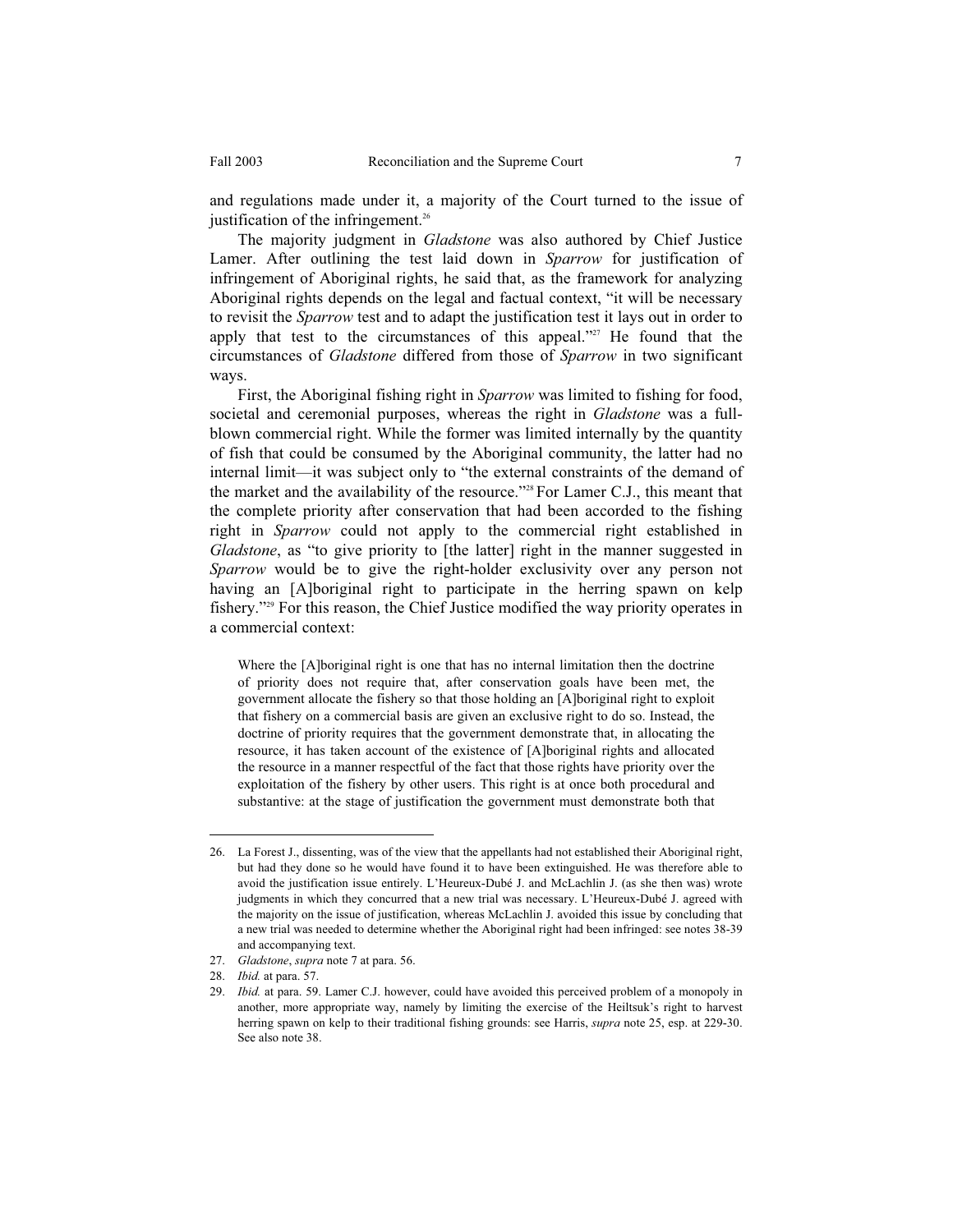and regulations made under it, a majority of the Court turned to the issue of justification of the infringement.[26]

The majority judgment in *Gladstone* was also authored by Chief Justice Lamer. After outlining the test laid down in *Sparrow* for justification of infringement of Aboriginal rights, he said that, as the framework for analyzing Aboriginal rights depends on the legal and factual context, "it will be necessary to revisit the *Sparrow* test and to adapt the justification test it lays out in order to apply that test to the circumstances of this appeal."[27] He found that the circumstances of *Gladstone* differed from those of *Sparrow* in two significant ways.

First, the Aboriginal fishing right in *Sparrow* was limited to fishing for food, societal and ceremonial purposes, whereas the right in *Gladstone* was a full-blown commercial right. While the former was limited internally by the quantity of fish that could be consumed by the Aboriginal community, the latter had no internal limit—it was subject only to "the external constraints of the demand of the market and the availability of the resource."[28] For Lamer C.J., this meant that the complete priority after conservation that had been accorded to the fishing right in *Sparrow* could not apply to the commercial right established in *Gladstone*, as "to give priority to [the latter] right in the manner suggested in *Sparrow* would be to give the right-holder exclusivity over any person not having an [A]boriginal right to participate in the herring spawn on kelp fishery."[29] For this reason, the Chief Justice modified the way priority operates in a commercial context:

> Where the [A]boriginal right is one that has no internal limitation then the doctrine of priority does not require that, after conservation goals have been met, the government allocate the fishery so that those holding an [A]boriginal right to exploit that fishery on a commercial basis are given an exclusive right to do so. Instead, the doctrine of priority requires that the government demonstrate that, in allocating the resource, it has taken account of the existence of [A]boriginal rights and allocated the resource in a manner respectful of the fact that those rights have priority over the exploitation of the fishery by other users. This right is at once both procedural and substantive: at the stage of justification the government must demonstrate both that

---

26. La Forest J., dissenting, was of the view that the appellants had not established their Aboriginal right, but had they done so he would have found it to have been extinguished. He was therefore able to avoid the justification issue entirely. L'Heureux-Dubé J. and McLachlin J. (as she then was) wrote judgments in which they concurred that a new trial was necessary. L'Heureux-Dubé J. agreed with the majority on the issue of justification, whereas McLachlin J. avoided this issue by concluding that a new trial was needed to determine whether the Aboriginal right had been infringed: see notes 38-39 and accompanying text.

27. *Gladstone*, *supra* note 7 at para. 56.

28. *Ibid.* at para. 57.

29. *Ibid.* at para. 59. Lamer C.J. however, could have avoided this perceived problem of a monopoly in another, more appropriate way, namely by limiting the exercise of the Heiltsuk's right to harvest herring spawn on kelp to their traditional fishing grounds: see Harris, *supra* note 25, esp. at 229-30. See also note 38.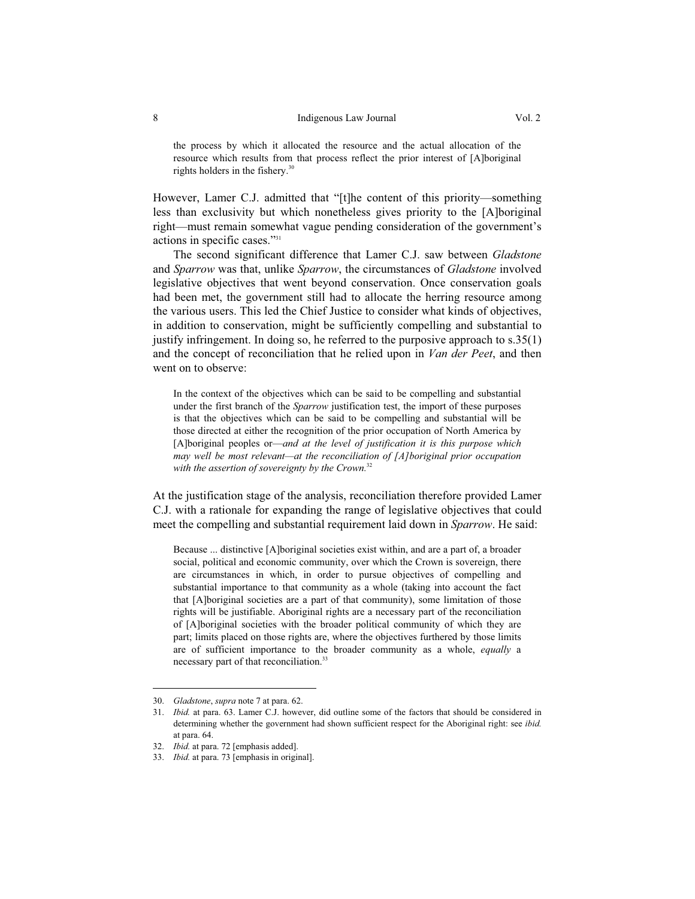> the process by which it allocated the resource and the actual allocation of the resource which results from that process reflect the prior interest of [A]boriginal rights holders in the fishery.[30]

However, Lamer C.J. admitted that "[t]he content of this priority—something less than exclusivity but which nonetheless gives priority to the [A]boriginal right—must remain somewhat vague pending consideration of the government's actions in specific cases."[31]

The second significant difference that Lamer C.J. saw between *Gladstone* and *Sparrow* was that, unlike *Sparrow*, the circumstances of *Gladstone* involved legislative objectives that went beyond conservation. Once conservation goals had been met, the government still had to allocate the herring resource among the various users. This led the Chief Justice to consider what kinds of objectives, in addition to conservation, might be sufficiently compelling and substantial to justify infringement. In doing so, he referred to the purposive approach to s.35(1) and the concept of reconciliation that he relied upon in *Van der Peet*, and then went on to observe:

> In the context of the objectives which can be said to be compelling and substantial under the first branch of the *Sparrow* justification test, the import of these purposes is that the objectives which can be said to be compelling and substantial will be those directed at either the recognition of the prior occupation of North America by [A]boriginal peoples or—*and at the level of justification it is this purpose which may well be most relevant—at the reconciliation of [A]boriginal prior occupation with the assertion of sovereignty by the Crown.*[32]

At the justification stage of the analysis, reconciliation therefore provided Lamer C.J. with a rationale for expanding the range of legislative objectives that could meet the compelling and substantial requirement laid down in *Sparrow*. He said:

> Because ... distinctive [A]boriginal societies exist within, and are a part of, a broader social, political and economic community, over which the Crown is sovereign, there are circumstances in which, in order to pursue objectives of compelling and substantial importance to that community as a whole (taking into account the fact that [A]boriginal societies are a part of that community), some limitation of those rights will be justifiable. Aboriginal rights are a necessary part of the reconciliation of [A]boriginal societies with the broader political community of which they are part; limits placed on those rights are, where the objectives furthered by those limits are of sufficient importance to the broader community as a whole, *equally* a necessary part of that reconciliation.[33]

---

30. *Gladstone*, *supra* note 7 at para. 62.
31. *Ibid.* at para. 63. Lamer C.J. however, did outline some of the factors that should be considered in determining whether the government had shown sufficient respect for the Aboriginal right: see *ibid.* at para. 64.
32. *Ibid.* at para. 72 [emphasis added].
33. *Ibid.* at para. 73 [emphasis in original].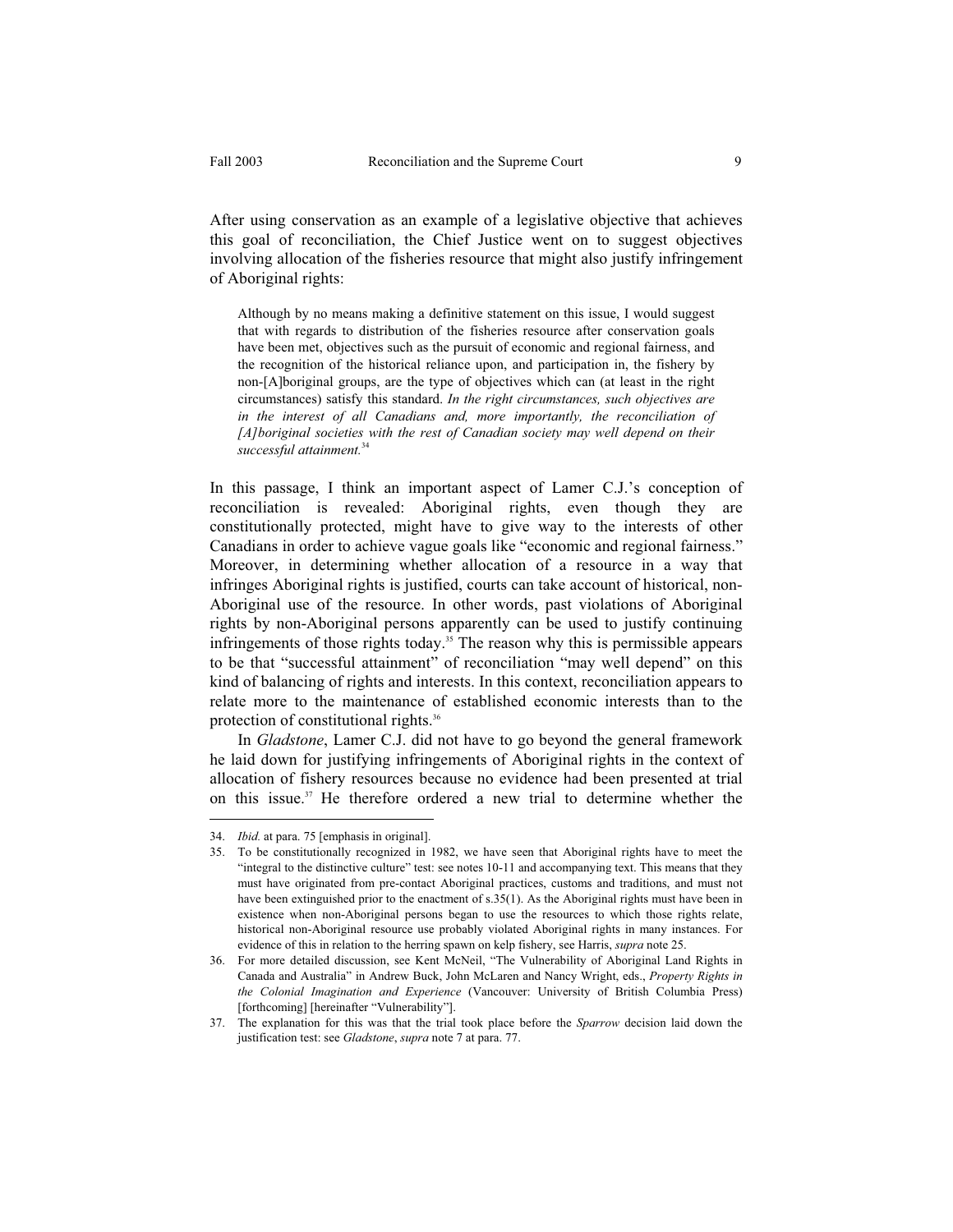After using conservation as an example of a legislative objective that achieves this goal of reconciliation, the Chief Justice went on to suggest objectives involving allocation of the fisheries resource that might also justify infringement of Aboriginal rights:

> Although by no means making a definitive statement on this issue, I would suggest that with regards to distribution of the fisheries resource after conservation goals have been met, objectives such as the pursuit of economic and regional fairness, and the recognition of the historical reliance upon, and participation in, the fishery by non-[A]boriginal groups, are the type of objectives which can (at least in the right circumstances) satisfy this standard. *In the right circumstances, such objectives are in the interest of all Canadians and, more importantly, the reconciliation of [A]boriginal societies with the rest of Canadian society may well depend on their successful attainment.*[34]

In this passage, I think an important aspect of Lamer C.J.'s conception of reconciliation is revealed: Aboriginal rights, even though they are constitutionally protected, might have to give way to the interests of other Canadians in order to achieve vague goals like "economic and regional fairness." Moreover, in determining whether allocation of a resource in a way that infringes Aboriginal rights is justified, courts can take account of historical, non-Aboriginal use of the resource. In other words, past violations of Aboriginal rights by non-Aboriginal persons apparently can be used to justify continuing infringements of those rights today.[35] The reason why this is permissible appears to be that "successful attainment" of reconciliation "may well depend" on this kind of balancing of rights and interests. In this context, reconciliation appears to relate more to the maintenance of established economic interests than to the protection of constitutional rights.[36]

In *Gladstone*, Lamer C.J. did not have to go beyond the general framework he laid down for justifying infringements of Aboriginal rights in the context of allocation of fishery resources because no evidence had been presented at trial on this issue.[37] He therefore ordered a new trial to determine whether the

---

34. *Ibid.* at para. 75 [emphasis in original].

35. To be constitutionally recognized in 1982, we have seen that Aboriginal rights have to meet the "integral to the distinctive culture" test: see notes 10-11 and accompanying text. This means that they must have originated from pre-contact Aboriginal practices, customs and traditions, and must not have been extinguished prior to the enactment of s.35(1). As the Aboriginal rights must have been in existence when non-Aboriginal persons began to use the resources to which those rights relate, historical non-Aboriginal resource use probably violated Aboriginal rights in many instances. For evidence of this in relation to the herring spawn on kelp fishery, see Harris, *supra* note 25.

36. For more detailed discussion, see Kent McNeil, "The Vulnerability of Aboriginal Land Rights in Canada and Australia" in Andrew Buck, John McLaren and Nancy Wright, eds., *Property Rights in the Colonial Imagination and Experience* (Vancouver: University of British Columbia Press) [forthcoming] [hereinafter "Vulnerability"].

37. The explanation for this was that the trial took place before the *Sparrow* decision laid down the justification test: see *Gladstone*, *supra* note 7 at para. 77.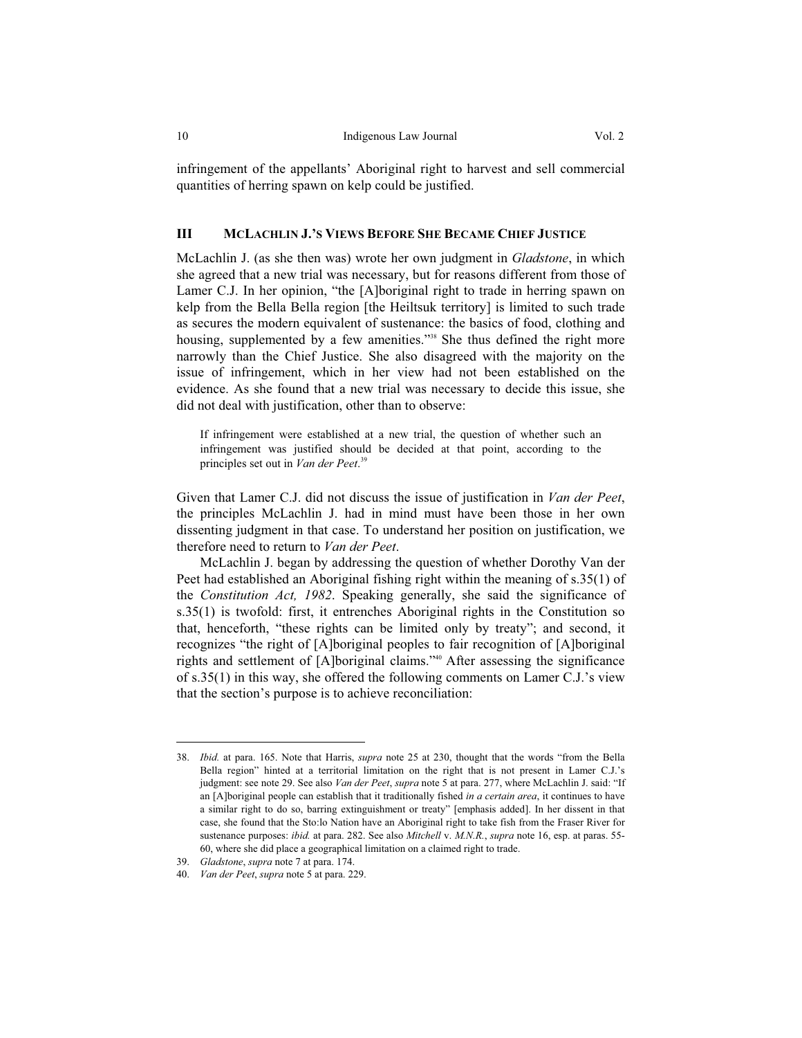infringement of the appellants' Aboriginal right to harvest and sell commercial quantities of herring spawn on kelp could be justified.

## III MCLACHLIN J.'S VIEWS BEFORE SHE BECAME CHIEF JUSTICE

McLachlin J. (as she then was) wrote her own judgment in *Gladstone*, in which she agreed that a new trial was necessary, but for reasons different from those of Lamer C.J. In her opinion, "the [A]boriginal right to trade in herring spawn on kelp from the Bella Bella region [the Heiltsuk territory] is limited to such trade as secures the modern equivalent of sustenance: the basics of food, clothing and housing, supplemented by a few amenities."[38] She thus defined the right more narrowly than the Chief Justice. She also disagreed with the majority on the issue of infringement, which in her view had not been established on the evidence. As she found that a new trial was necessary to decide this issue, she did not deal with justification, other than to observe:

> If infringement were established at a new trial, the question of whether such an infringement was justified should be decided at that point, according to the principles set out in *Van der Peet*.[39]

Given that Lamer C.J. did not discuss the issue of justification in *Van der Peet*, the principles McLachlin J. had in mind must have been those in her own dissenting judgment in that case. To understand her position on justification, we therefore need to return to *Van der Peet*.

McLachlin J. began by addressing the question of whether Dorothy Van der Peet had established an Aboriginal fishing right within the meaning of s.35(1) of the *Constitution Act, 1982*. Speaking generally, she said the significance of s.35(1) is twofold: first, it entrenches Aboriginal rights in the Constitution so that, henceforth, "these rights can be limited only by treaty"; and second, it recognizes "the right of [A]boriginal peoples to fair recognition of [A]boriginal rights and settlement of [A]boriginal claims."[40] After assessing the significance of s.35(1) in this way, she offered the following comments on Lamer C.J.'s view that the section's purpose is to achieve reconciliation:

---

38. *Ibid.* at para. 165. Note that Harris, *supra* note 25 at 230, thought that the words "from the Bella Bella region" hinted at a territorial limitation on the right that is not present in Lamer C.J.'s judgment: see note 29. See also *Van der Peet*, *supra* note 5 at para. 277, where McLachlin J. said: "If an [A]boriginal people can establish that it traditionally fished *in a certain area*, it continues to have a similar right to do so, barring extinguishment or treaty" [emphasis added]. In her dissent in that case, she found that the Sto:lo Nation have an Aboriginal right to take fish from the Fraser River for sustenance purposes: *ibid.* at para. 282. See also *Mitchell* v. *M.N.R.*, *supra* note 16, esp. at paras. 55-60, where she did place a geographical limitation on a claimed right to trade.

39. *Gladstone*, *supra* note 7 at para. 174.

40. *Van der Peet*, *supra* note 5 at para. 229.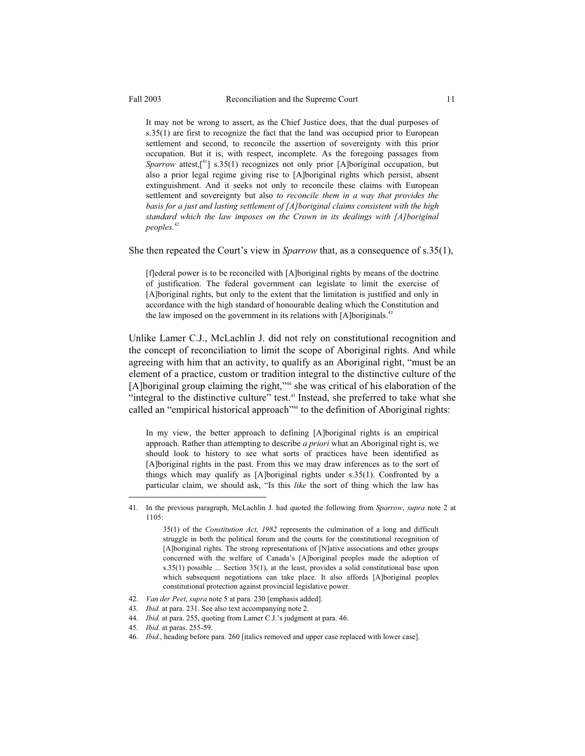> It may not be wrong to assert, as the Chief Justice does, that the dual purposes of s.35(1) are first to recognize the fact that the land was occupied prior to European settlement and second, to reconcile the assertion of sovereignty with this prior occupation. But it is, with respect, incomplete. As the foregoing passages from *Sparrow* attest,[[41]] s.35(1) recognizes not only prior [A]boriginal occupation, but also a prior legal regime giving rise to [A]boriginal rights which persist, absent extinguishment. And it seeks not only to reconcile these claims with European settlement and sovereignty but also *to reconcile them in a way that provides the basis for a just and lasting settlement of [A]boriginal claims consistent with the high standard which the law imposes on the Crown in its dealings with [A]boriginal peoples.*[42]

She then repeated the Court's view in *Sparrow* that, as a consequence of s.35(1),

> [f]ederal power is to be reconciled with [A]boriginal rights by means of the doctrine of justification. The federal government can legislate to limit the exercise of [A]boriginal rights, but only to the extent that the limitation is justified and only in accordance with the high standard of honourable dealing which the Constitution and the law imposed on the government in its relations with [A]boriginals.[43]

Unlike Lamer C.J., McLachlin J. did not rely on constitutional recognition and the concept of reconciliation to limit the scope of Aboriginal rights. And while agreeing with him that an activity, to qualify as an Aboriginal right, "must be an element of a practice, custom or tradition integral to the distinctive culture of the [A]boriginal group claiming the right,"[44] she was critical of his elaboration of the "integral to the distinctive culture" test.[45] Instead, she preferred to take what she called an "empirical historical approach"[46] to the definition of Aboriginal rights:

> In my view, the better approach to defining [A]boriginal rights is an empirical approach. Rather than attempting to describe *a priori* what an Aboriginal right is, we should look to history to see what sorts of practices have been identified as [A]boriginal rights in the past. From this we may draw inferences as to the sort of things which may qualify as [A]boriginal rights under s.35(1). Confronted by a particular claim, we should ask, "Is this *like* the sort of thing which the law has

---

41. In the previous paragraph, McLachlin J. had quoted the following from *Sparrow*, *supra* note 2 at 1105:

    > 35(1) of the *Constitution Act, 1982* represents the culmination of a long and difficult struggle in both the political forum and the courts for the constitutional recognition of [A]boriginal rights. The strong representations of [N]ative associations and other groups concerned with the welfare of Canada's [A]boriginal peoples made the adoption of s.35(1) possible ... Section 35(1), at the least, provides a solid constitutional base upon which subsequent negotiations can take place. It also affords [A]boriginal peoples constitutional protection against provincial legislative power.

42. *Van der Peet*, *supra* note 5 at para. 230 [emphasis added].
43. *Ibid.* at para. 231. See also text accompanying note 2.
44. *Ibid.* at para. 255, quoting from Lamer C.J.'s judgment at para. 46.
45. *Ibid.* at paras. 255-59.
46. *Ibid.*, heading before para. 260 [italics removed and upper case replaced with lower case].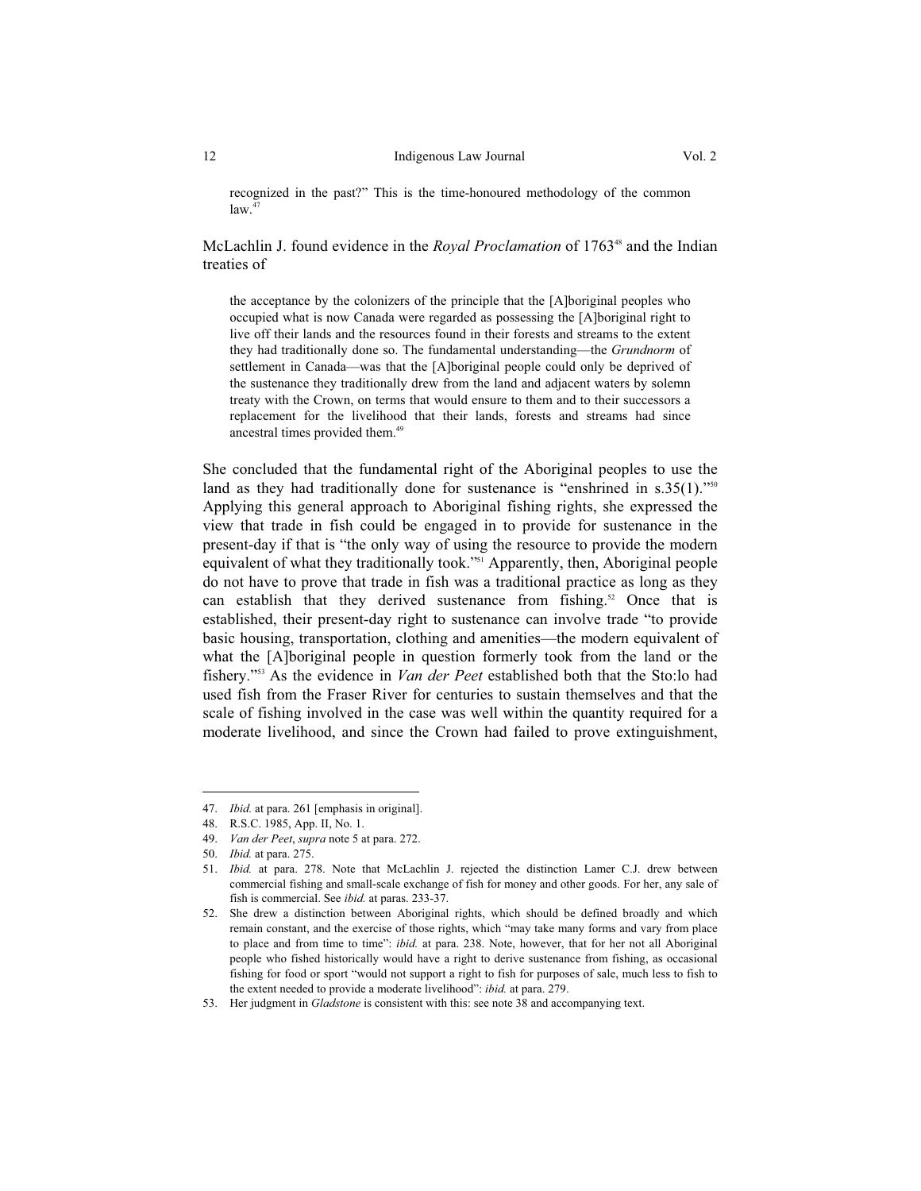> recognized in the past?" This is the time-honoured methodology of the common law.[47]

McLachlin J. found evidence in the *Royal Proclamation* of 1763[48] and the Indian treaties of

> the acceptance by the colonizers of the principle that the [A]boriginal peoples who occupied what is now Canada were regarded as possessing the [A]boriginal right to live off their lands and the resources found in their forests and streams to the extent they had traditionally done so. The fundamental understanding—the *Grundnorm* of settlement in Canada—was that the [A]boriginal people could only be deprived of the sustenance they traditionally drew from the land and adjacent waters by solemn treaty with the Crown, on terms that would ensure to them and to their successors a replacement for the livelihood that their lands, forests and streams had since ancestral times provided them.[49]

She concluded that the fundamental right of the Aboriginal peoples to use the land as they had traditionally done for sustenance is "enshrined in s.35(1)."[50] Applying this general approach to Aboriginal fishing rights, she expressed the view that trade in fish could be engaged in to provide for sustenance in the present-day if that is "the only way of using the resource to provide the modern equivalent of what they traditionally took."[51] Apparently, then, Aboriginal people do not have to prove that trade in fish was a traditional practice as long as they can establish that they derived sustenance from fishing.[52] Once that is established, their present-day right to sustenance can involve trade "to provide basic housing, transportation, clothing and amenities—the modern equivalent of what the [A]boriginal people in question formerly took from the land or the fishery."[53] As the evidence in *Van der Peet* established both that the Sto:lo had used fish from the Fraser River for centuries to sustain themselves and that the scale of fishing involved in the case was well within the quantity required for a moderate livelihood, and since the Crown had failed to prove extinguishment,

---

47. *Ibid.* at para. 261 [emphasis in original].
48. R.S.C. 1985, App. II, No. 1.
49. *Van der Peet*, *supra* note 5 at para. 272.
50. *Ibid.* at para. 275.
51. *Ibid.* at para. 278. Note that McLachlin J. rejected the distinction Lamer C.J. drew between commercial fishing and small-scale exchange of fish for money and other goods. For her, any sale of fish is commercial. See *ibid.* at paras. 233-37.
52. She drew a distinction between Aboriginal rights, which should be defined broadly and which remain constant, and the exercise of those rights, which "may take many forms and vary from place to place and from time to time": *ibid.* at para. 238. Note, however, that for her not all Aboriginal people who fished historically would have a right to derive sustenance from fishing, as occasional fishing for food or sport "would not support a right to fish for purposes of sale, much less to fish to the extent needed to provide a moderate livelihood": *ibid.* at para. 279.
53. Her judgment in *Gladstone* is consistent with this: see note 38 and accompanying text.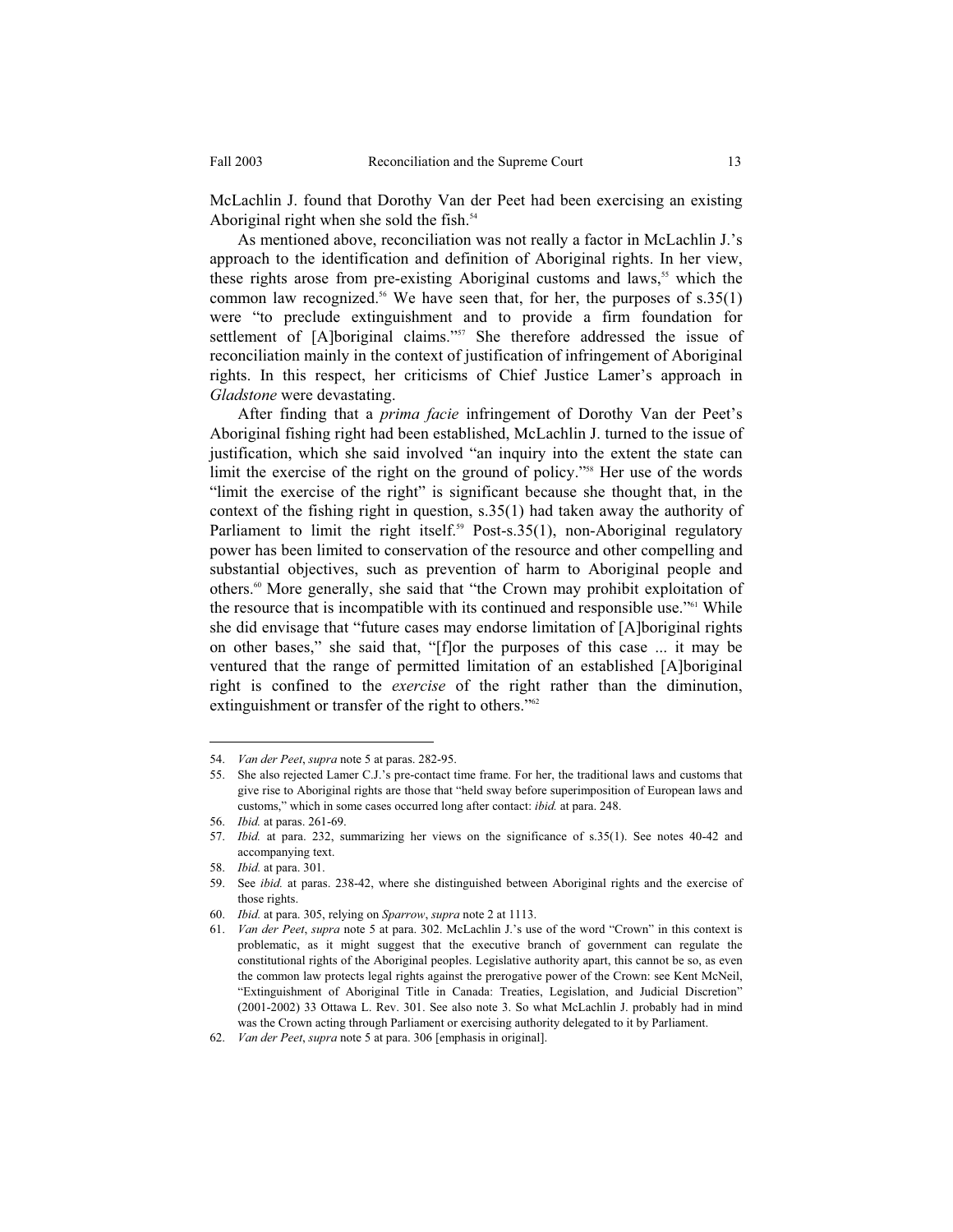McLachlin J. found that Dorothy Van der Peet had been exercising an existing Aboriginal right when she sold the fish.[54]

As mentioned above, reconciliation was not really a factor in McLachlin J.'s approach to the identification and definition of Aboriginal rights. In her view, these rights arose from pre-existing Aboriginal customs and laws,[55] which the common law recognized.[56] We have seen that, for her, the purposes of s.35(1) were "to preclude extinguishment and to provide a firm foundation for settlement of [A]boriginal claims."[57] She therefore addressed the issue of reconciliation mainly in the context of justification of infringement of Aboriginal rights. In this respect, her criticisms of Chief Justice Lamer's approach in *Gladstone* were devastating.

After finding that a *prima facie* infringement of Dorothy Van der Peet's Aboriginal fishing right had been established, McLachlin J. turned to the issue of justification, which she said involved "an inquiry into the extent the state can limit the exercise of the right on the ground of policy."[58] Her use of the words "limit the exercise of the right" is significant because she thought that, in the context of the fishing right in question, s.35(1) had taken away the authority of Parliament to limit the right itself.[59] Post-s.35(1), non-Aboriginal regulatory power has been limited to conservation of the resource and other compelling and substantial objectives, such as prevention of harm to Aboriginal people and others.[60] More generally, she said that "the Crown may prohibit exploitation of the resource that is incompatible with its continued and responsible use."[61] While she did envisage that "future cases may endorse limitation of [A]boriginal rights on other bases," she said that, "[f]or the purposes of this case ... it may be ventured that the range of permitted limitation of an established [A]boriginal right is confined to the *exercise* of the right rather than the diminution, extinguishment or transfer of the right to others."[62]

---

54. *Van der Peet*, *supra* note 5 at paras. 282-95.
55. She also rejected Lamer C.J.'s pre-contact time frame. For her, the traditional laws and customs that give rise to Aboriginal rights are those that "held sway before superimposition of European laws and customs," which in some cases occurred long after contact: *ibid.* at para. 248.
56. *Ibid.* at paras. 261-69.
57. *Ibid.* at para. 232, summarizing her views on the significance of s.35(1). See notes 40-42 and accompanying text.
58. *Ibid.* at para. 301.
59. See *ibid.* at paras. 238-42, where she distinguished between Aboriginal rights and the exercise of those rights.
60. *Ibid.* at para. 305, relying on *Sparrow*, *supra* note 2 at 1113.
61. *Van der Peet*, *supra* note 5 at para. 302. McLachlin J.'s use of the word "Crown" in this context is problematic, as it might suggest that the executive branch of government can regulate the constitutional rights of the Aboriginal peoples. Legislative authority apart, this cannot be so, as even the common law protects legal rights against the prerogative power of the Crown: see Kent McNeil, "Extinguishment of Aboriginal Title in Canada: Treaties, Legislation, and Judicial Discretion" (2001-2002) 33 Ottawa L. Rev. 301. See also note 3. So what McLachlin J. probably had in mind was the Crown acting through Parliament or exercising authority delegated to it by Parliament.
62. *Van der Peet*, *supra* note 5 at para. 306 [emphasis in original].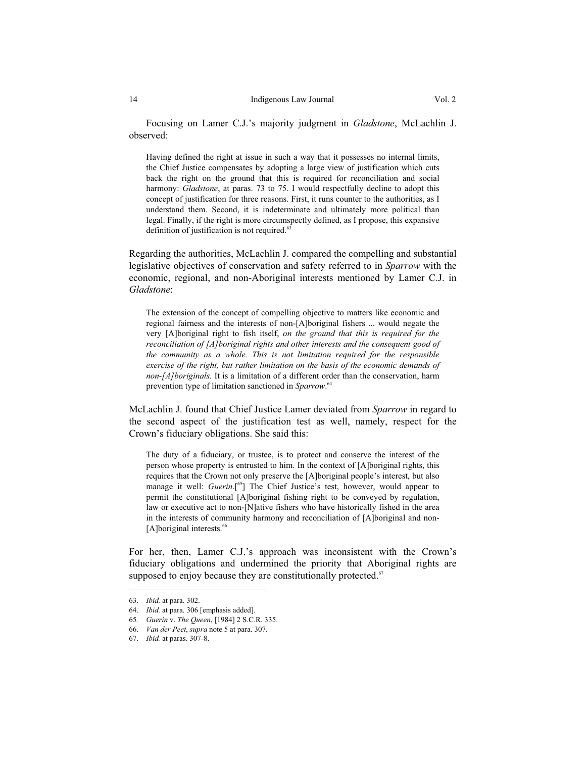Focusing on Lamer C.J.'s majority judgment in *Gladstone*, McLachlin J. observed:

> Having defined the right at issue in such a way that it possesses no internal limits, the Chief Justice compensates by adopting a large view of justification which cuts back the right on the ground that this is required for reconciliation and social harmony: *Gladstone*, at paras. 73 to 75. I would respectfully decline to adopt this concept of justification for three reasons. First, it runs counter to the authorities, as I understand them. Second, it is indeterminate and ultimately more political than legal. Finally, if the right is more circumspectly defined, as I propose, this expansive definition of justification is not required.[63]

Regarding the authorities, McLachlin J. compared the compelling and substantial legislative objectives of conservation and safety referred to in *Sparrow* with the economic, regional, and non-Aboriginal interests mentioned by Lamer C.J. in *Gladstone*:

> The extension of the concept of compelling objective to matters like economic and regional fairness and the interests of non-[A]boriginal fishers ... would negate the very [A]boriginal right to fish itself, *on the ground that this is required for the reconciliation of [A]boriginal rights and other interests and the consequent good of the community as a whole. This is not limitation required for the responsible exercise of the right, but rather limitation on the basis of the economic demands of non-[A]boriginals.* It is a limitation of a different order than the conservation, harm prevention type of limitation sanctioned in *Sparrow*.[64]

McLachlin J. found that Chief Justice Lamer deviated from *Sparrow* in regard to the second aspect of the justification test as well, namely, respect for the Crown's fiduciary obligations. She said this:

> The duty of a fiduciary, or trustee, is to protect and conserve the interest of the person whose property is entrusted to him. In the context of [A]boriginal rights, this requires that the Crown not only preserve the [A]boriginal people's interest, but also manage it well: *Guerin*.[65] The Chief Justice's test, however, would appear to permit the constitutional [A]boriginal fishing right to be conveyed by regulation, law or executive act to non-[N]ative fishers who have historically fished in the area in the interests of community harmony and reconciliation of [A]boriginal and non-[A]boriginal interests.[66]

For her, then, Lamer C.J.'s approach was inconsistent with the Crown's fiduciary obligations and undermined the priority that Aboriginal rights are supposed to enjoy because they are constitutionally protected.[67]

---

63. *Ibid.* at para. 302.
64. *Ibid.* at para. 306 [emphasis added].
65. *Guerin* v. *The Queen*, [1984] 2 S.C.R. 335.
66. *Van der Peet*, *supra* note 5 at para. 307.
67. *Ibid.* at paras. 307-8.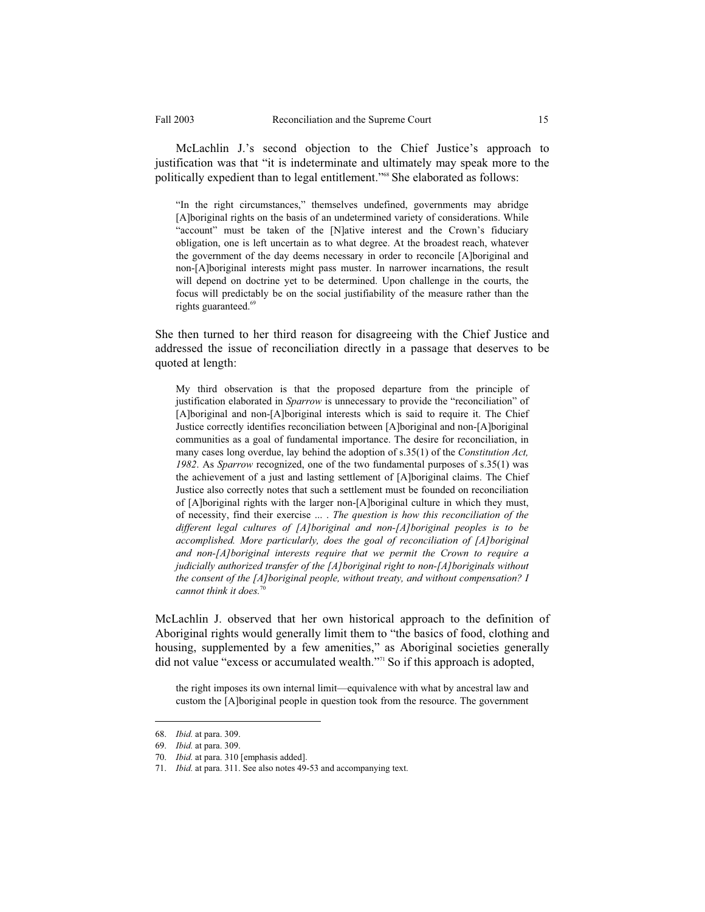McLachlin J.'s second objection to the Chief Justice's approach to justification was that "it is indeterminate and ultimately may speak more to the politically expedient than to legal entitlement."[68] She elaborated as follows:

> "In the right circumstances," themselves undefined, governments may abridge [A]boriginal rights on the basis of an undetermined variety of considerations. While "account" must be taken of the [N]ative interest and the Crown's fiduciary obligation, one is left uncertain as to what degree. At the broadest reach, whatever the government of the day deems necessary in order to reconcile [A]boriginal and non-[A]boriginal interests might pass muster. In narrower incarnations, the result will depend on doctrine yet to be determined. Upon challenge in the courts, the focus will predictably be on the social justifiability of the measure rather than the rights guaranteed.[69]

She then turned to her third reason for disagreeing with the Chief Justice and addressed the issue of reconciliation directly in a passage that deserves to be quoted at length:

> My third observation is that the proposed departure from the principle of justification elaborated in *Sparrow* is unnecessary to provide the "reconciliation" of [A]boriginal and non-[A]boriginal interests which is said to require it. The Chief Justice correctly identifies reconciliation between [A]boriginal and non-[A]boriginal communities as a goal of fundamental importance. The desire for reconciliation, in many cases long overdue, lay behind the adoption of s.35(1) of the *Constitution Act, 1982*. As *Sparrow* recognized, one of the two fundamental purposes of s.35(1) was the achievement of a just and lasting settlement of [A]boriginal claims. The Chief Justice also correctly notes that such a settlement must be founded on reconciliation of [A]boriginal rights with the larger non-[A]boriginal culture in which they must, of necessity, find their exercise ... . *The question is how this reconciliation of the different legal cultures of [A]boriginal and non-[A]boriginal peoples is to be accomplished. More particularly, does the goal of reconciliation of [A]boriginal and non-[A]boriginal interests require that we permit the Crown to require a judicially authorized transfer of the [A]boriginal right to non-[A]boriginals without the consent of the [A]boriginal people, without treaty, and without compensation? I cannot think it does.*[70]

McLachlin J. observed that her own historical approach to the definition of Aboriginal rights would generally limit them to "the basics of food, clothing and housing, supplemented by a few amenities," as Aboriginal societies generally did not value "excess or accumulated wealth."[71] So if this approach is adopted,

> the right imposes its own internal limit—equivalence with what by ancestral law and custom the [A]boriginal people in question took from the resource. The government

---

68. *Ibid.* at para. 309.
69. *Ibid.* at para. 309.
70. *Ibid.* at para. 310 [emphasis added].
71. *Ibid.* at para. 311. See also notes 49-53 and accompanying text.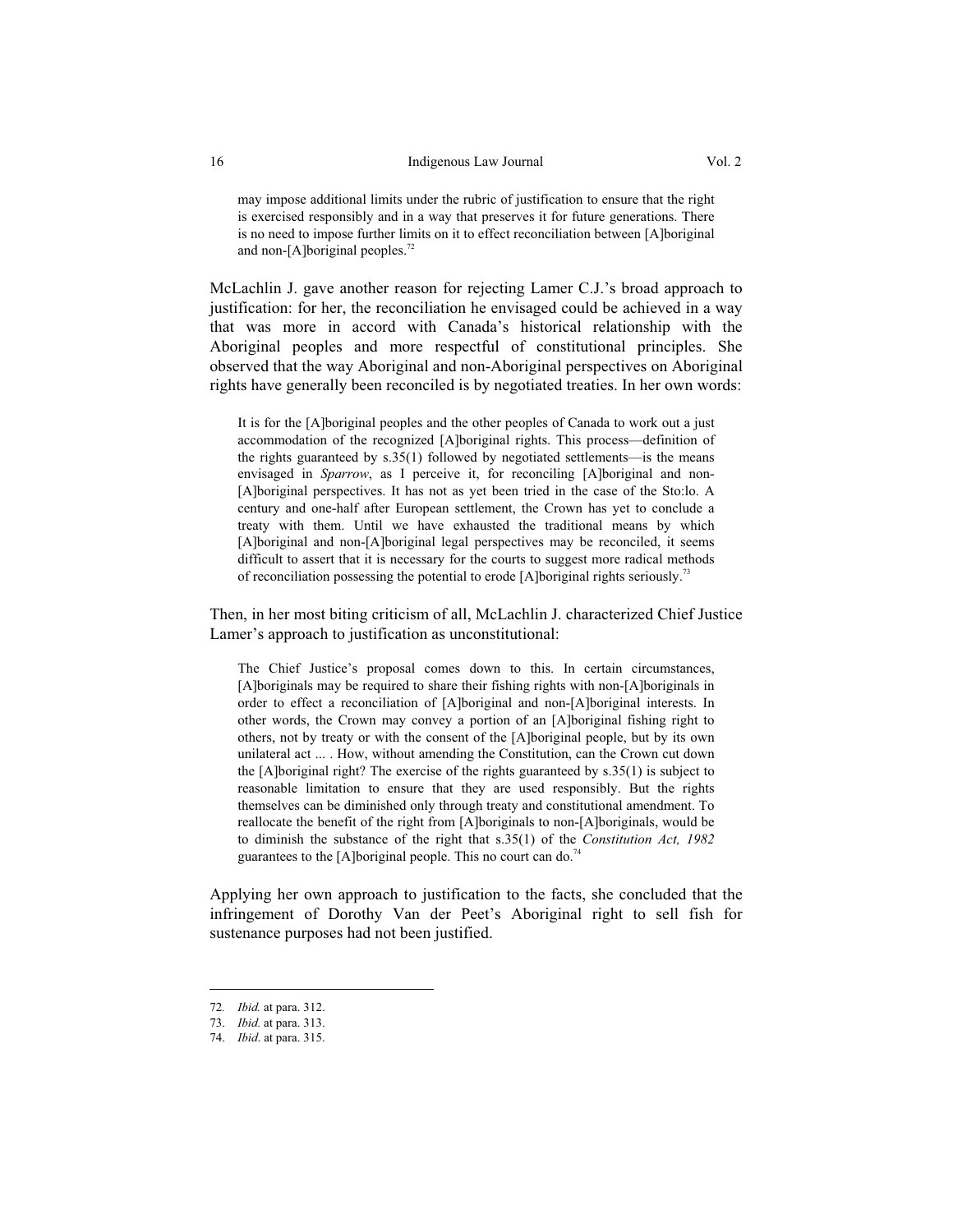> may impose additional limits under the rubric of justification to ensure that the right is exercised responsibly and in a way that preserves it for future generations. There is no need to impose further limits on it to effect reconciliation between [A]boriginal and non-[A]boriginal peoples.[72]

McLachlin J. gave another reason for rejecting Lamer C.J.'s broad approach to justification: for her, the reconciliation he envisaged could be achieved in a way that was more in accord with Canada's historical relationship with the Aboriginal peoples and more respectful of constitutional principles. She observed that the way Aboriginal and non-Aboriginal perspectives on Aboriginal rights have generally been reconciled is by negotiated treaties. In her own words:

> It is for the [A]boriginal peoples and the other peoples of Canada to work out a just accommodation of the recognized [A]boriginal rights. This process—definition of the rights guaranteed by s.35(1) followed by negotiated settlements—is the means envisaged in *Sparrow*, as I perceive it, for reconciling [A]boriginal and non-[A]boriginal perspectives. It has not as yet been tried in the case of the Sto:lo. A century and one-half after European settlement, the Crown has yet to conclude a treaty with them. Until we have exhausted the traditional means by which [A]boriginal and non-[A]boriginal legal perspectives may be reconciled, it seems difficult to assert that it is necessary for the courts to suggest more radical methods of reconciliation possessing the potential to erode [A]boriginal rights seriously.[73]

Then, in her most biting criticism of all, McLachlin J. characterized Chief Justice Lamer's approach to justification as unconstitutional:

> The Chief Justice's proposal comes down to this. In certain circumstances, [A]boriginals may be required to share their fishing rights with non-[A]boriginals in order to effect a reconciliation of [A]boriginal and non-[A]boriginal interests. In other words, the Crown may convey a portion of an [A]boriginal fishing right to others, not by treaty or with the consent of the [A]boriginal people, but by its own unilateral act ... . How, without amending the Constitution, can the Crown cut down the [A]boriginal right? The exercise of the rights guaranteed by s.35(1) is subject to reasonable limitation to ensure that they are used responsibly. But the rights themselves can be diminished only through treaty and constitutional amendment. To reallocate the benefit of the right from [A]boriginals to non-[A]boriginals, would be to diminish the substance of the right that s.35(1) of the *Constitution Act, 1982* guarantees to the [A]boriginal people. This no court can do.[74]

Applying her own approach to justification to the facts, she concluded that the infringement of Dorothy Van der Peet's Aboriginal right to sell fish for sustenance purposes had not been justified.

---

72. *Ibid.* at para. 312.
73. *Ibid.* at para. 313.
74. *Ibid.* at para. 315.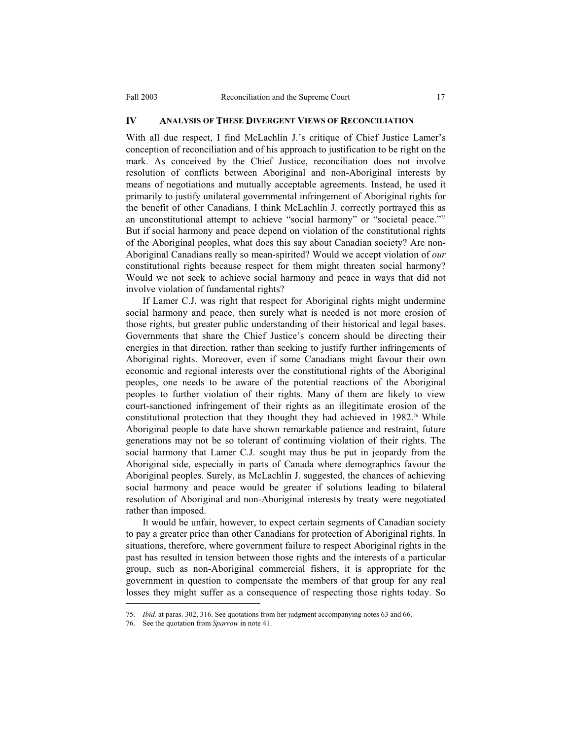## IV ANALYSIS OF THESE DIVERGENT VIEWS OF RECONCILIATION

With all due respect, I find McLachlin J.'s critique of Chief Justice Lamer's conception of reconciliation and of his approach to justification to be right on the mark. As conceived by the Chief Justice, reconciliation does not involve resolution of conflicts between Aboriginal and non-Aboriginal interests by means of negotiations and mutually acceptable agreements. Instead, he used it primarily to justify unilateral governmental infringement of Aboriginal rights for the benefit of other Canadians. I think McLachlin J. correctly portrayed this as an unconstitutional attempt to achieve "social harmony" or "societal peace."[75] But if social harmony and peace depend on violation of the constitutional rights of the Aboriginal peoples, what does this say about Canadian society? Are non-Aboriginal Canadians really so mean-spirited? Would we accept violation of *our* constitutional rights because respect for them might threaten social harmony? Would we not seek to achieve social harmony and peace in ways that did not involve violation of fundamental rights?

If Lamer C.J. was right that respect for Aboriginal rights might undermine social harmony and peace, then surely what is needed is not more erosion of those rights, but greater public understanding of their historical and legal bases. Governments that share the Chief Justice's concern should be directing their energies in that direction, rather than seeking to justify further infringements of Aboriginal rights. Moreover, even if some Canadians might favour their own economic and regional interests over the constitutional rights of the Aboriginal peoples, one needs to be aware of the potential reactions of the Aboriginal peoples to further violation of their rights. Many of them are likely to view court-sanctioned infringement of their rights as an illegitimate erosion of the constitutional protection that they thought they had achieved in 1982.[76] While Aboriginal people to date have shown remarkable patience and restraint, future generations may not be so tolerant of continuing violation of their rights. The social harmony that Lamer C.J. sought may thus be put in jeopardy from the Aboriginal side, especially in parts of Canada where demographics favour the Aboriginal peoples. Surely, as McLachlin J. suggested, the chances of achieving social harmony and peace would be greater if solutions leading to bilateral resolution of Aboriginal and non-Aboriginal interests by treaty were negotiated rather than imposed.

It would be unfair, however, to expect certain segments of Canadian society to pay a greater price than other Canadians for protection of Aboriginal rights. In situations, therefore, where government failure to respect Aboriginal rights in the past has resulted in tension between those rights and the interests of a particular group, such as non-Aboriginal commercial fishers, it is appropriate for the government in question to compensate the members of that group for any real losses they might suffer as a consequence of respecting those rights today. So

---

75. *Ibid.* at paras. 302, 316. See quotations from her judgment accompanying notes 63 and 66.

76. See the quotation from *Sparrow* in note 41.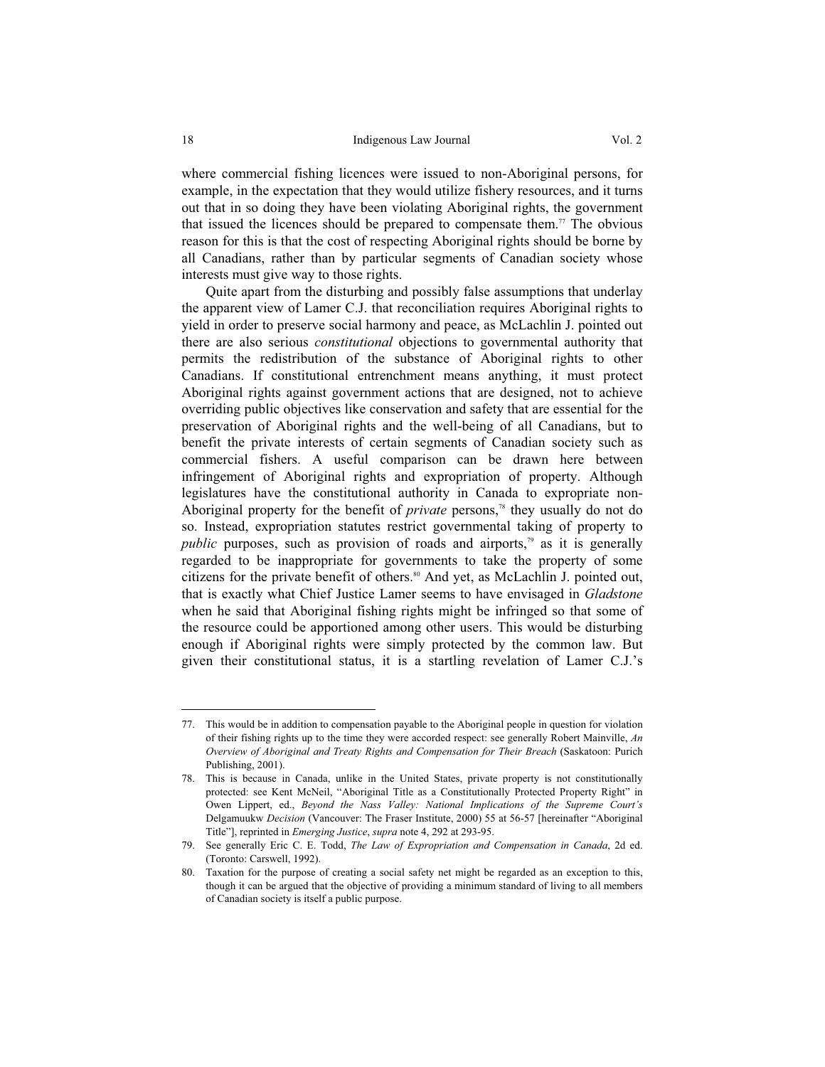where commercial fishing licences were issued to non-Aboriginal persons, for example, in the expectation that they would utilize fishery resources, and it turns out that in so doing they have been violating Aboriginal rights, the government that issued the licences should be prepared to compensate them.[77] The obvious reason for this is that the cost of respecting Aboriginal rights should be borne by all Canadians, rather than by particular segments of Canadian society whose interests must give way to those rights.

Quite apart from the disturbing and possibly false assumptions that underlay the apparent view of Lamer C.J. that reconciliation requires Aboriginal rights to yield in order to preserve social harmony and peace, as McLachlin J. pointed out there are also serious *constitutional* objections to governmental authority that permits the redistribution of the substance of Aboriginal rights to other Canadians. If constitutional entrenchment means anything, it must protect Aboriginal rights against government actions that are designed, not to achieve overriding public objectives like conservation and safety that are essential for the preservation of Aboriginal rights and the well-being of all Canadians, but to benefit the private interests of certain segments of Canadian society such as commercial fishers. A useful comparison can be drawn here between infringement of Aboriginal rights and expropriation of property. Although legislatures have the constitutional authority in Canada to expropriate non-Aboriginal property for the benefit of *private* persons,[78] they usually do not do so. Instead, expropriation statutes restrict governmental taking of property to *public* purposes, such as provision of roads and airports,[79] as it is generally regarded to be inappropriate for governments to take the property of some citizens for the private benefit of others.[80] And yet, as McLachlin J. pointed out, that is exactly what Chief Justice Lamer seems to have envisaged in *Gladstone* when he said that Aboriginal fishing rights might be infringed so that some of the resource could be apportioned among other users. This would be disturbing enough if Aboriginal rights were simply protected by the common law. But given their constitutional status, it is a startling revelation of Lamer C.J.'s

---

77. This would be in addition to compensation payable to the Aboriginal people in question for violation of their fishing rights up to the time they were accorded respect: see generally Robert Mainville, *An Overview of Aboriginal and Treaty Rights and Compensation for Their Breach* (Saskatoon: Purich Publishing, 2001).

78. This is because in Canada, unlike in the United States, private property is not constitutionally protected: see Kent McNeil, "Aboriginal Title as a Constitutionally Protected Property Right" in Owen Lippert, ed., *Beyond the Nass Valley: National Implications of the Supreme Court's* Delgamuukw *Decision* (Vancouver: The Fraser Institute, 2000) 55 at 56-57 [hereinafter "Aboriginal Title"], reprinted in *Emerging Justice*, *supra* note 4, 292 at 293-95.

79. See generally Eric C. E. Todd, *The Law of Expropriation and Compensation in Canada*, 2d ed. (Toronto: Carswell, 1992).

80. Taxation for the purpose of creating a social safety net might be regarded as an exception to this, though it can be argued that the objective of providing a minimum standard of living to all members of Canadian society is itself a public purpose.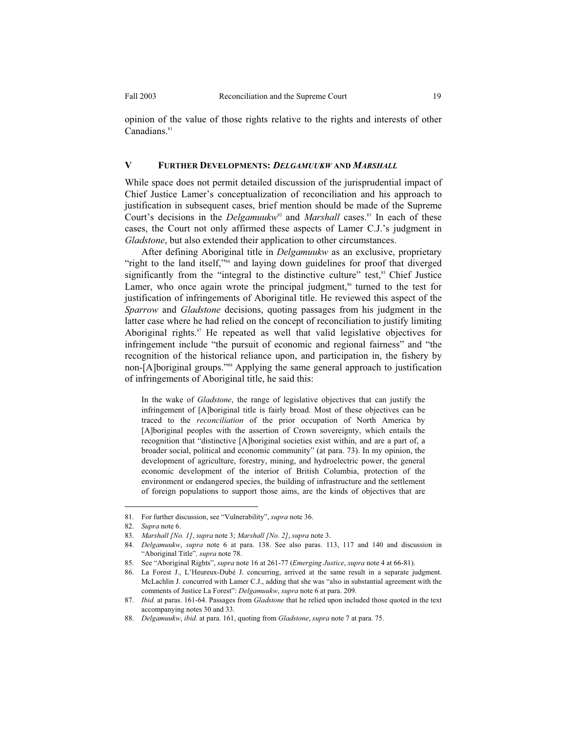opinion of the value of those rights relative to the rights and interests of other Canadians.[81]

## V FURTHER DEVELOPMENTS: *DELGAMUUKW* AND *MARSHALL*

While space does not permit detailed discussion of the jurisprudential impact of Chief Justice Lamer's conceptualization of reconciliation and his approach to justification in subsequent cases, brief mention should be made of the Supreme Court's decisions in the *Delgamuukw*[82] and *Marshall* cases.[83] In each of these cases, the Court not only affirmed these aspects of Lamer C.J.'s judgment in *Gladstone*, but also extended their application to other circumstances.

After defining Aboriginal title in *Delgamuukw* as an exclusive, proprietary "right to the land itself,"[84] and laying down guidelines for proof that diverged significantly from the "integral to the distinctive culture" test,[85] Chief Justice Lamer, who once again wrote the principal judgment,[86] turned to the test for justification of infringements of Aboriginal title. He reviewed this aspect of the *Sparrow* and *Gladstone* decisions, quoting passages from his judgment in the latter case where he had relied on the concept of reconciliation to justify limiting Aboriginal rights.[87] He repeated as well that valid legislative objectives for infringement include "the pursuit of economic and regional fairness" and "the recognition of the historical reliance upon, and participation in, the fishery by non-[A]boriginal groups."[88] Applying the same general approach to justification of infringements of Aboriginal title, he said this:

> In the wake of *Gladstone*, the range of legislative objectives that can justify the infringement of [A]boriginal title is fairly broad. Most of these objectives can be traced to the *reconciliation* of the prior occupation of North America by [A]boriginal peoples with the assertion of Crown sovereignty, which entails the recognition that "distinctive [A]boriginal societies exist within, and are a part of, a broader social, political and economic community" (at para. 73). In my opinion, the development of agriculture, forestry, mining, and hydroelectric power, the general economic development of the interior of British Columbia, protection of the environment or endangered species, the building of infrastructure and the settlement of foreign populations to support those aims, are the kinds of objectives that are

---

81. For further discussion, see "Vulnerability", *supra* note 36.
82. *Supra* note 6.
83. *Marshall [No. 1]*, *supra* note 3; *Marshall [No. 2]*, *supra* note 3.
84. *Delgamuukw*, *supra* note 6 at para. 138. See also paras. 113, 117 and 140 and discussion in "Aboriginal Title", *supra* note 78.
85. See "Aboriginal Rights", *supra* note 16 at 261-77 (*Emerging Justice*, *supra* note 4 at 66-81).
86. La Forest J., L'Heureux-Dubé J. concurring, arrived at the same result in a separate judgment. McLachlin J. concurred with Lamer C.J., adding that she was "also in substantial agreement with the comments of Justice La Forest": *Delgamuukw*, *supra* note 6 at para. 209.
87. *Ibid.* at paras. 161-64. Passages from *Gladstone* that he relied upon included those quoted in the text accompanying notes 30 and 33.
88. *Delgamuukw*, *ibid*. at para. 161, quoting from *Gladstone*, *supra* note 7 at para. 75.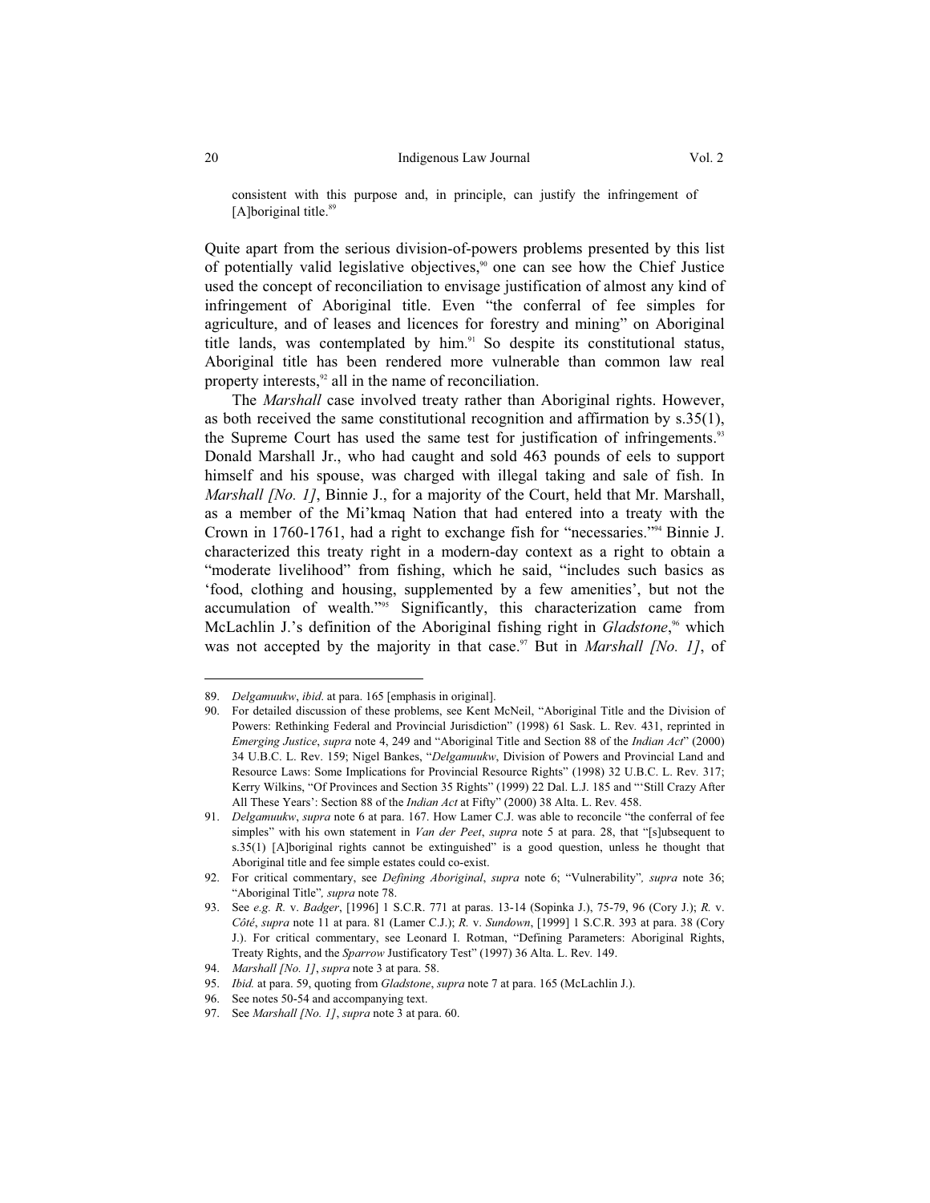> consistent with this purpose and, in principle, can justify the infringement of [A]boriginal title.[89]

Quite apart from the serious division-of-powers problems presented by this list of potentially valid legislative objectives,[90] one can see how the Chief Justice used the concept of reconciliation to envisage justification of almost any kind of infringement of Aboriginal title. Even "the conferral of fee simples for agriculture, and of leases and licences for forestry and mining" on Aboriginal title lands, was contemplated by him.[91] So despite its constitutional status, Aboriginal title has been rendered more vulnerable than common law real property interests,[92] all in the name of reconciliation.

The *Marshall* case involved treaty rather than Aboriginal rights. However, as both received the same constitutional recognition and affirmation by s.35(1), the Supreme Court has used the same test for justification of infringements.[93] Donald Marshall Jr., who had caught and sold 463 pounds of eels to support himself and his spouse, was charged with illegal taking and sale of fish. In *Marshall [No. 1]*, Binnie J., for a majority of the Court, held that Mr. Marshall, as a member of the Mi'kmaq Nation that had entered into a treaty with the Crown in 1760-1761, had a right to exchange fish for "necessaries."[94] Binnie J. characterized this treaty right in a modern-day context as a right to obtain a "moderate livelihood" from fishing, which he said, "includes such basics as 'food, clothing and housing, supplemented by a few amenities', but not the accumulation of wealth."[95] Significantly, this characterization came from McLachlin J.'s definition of the Aboriginal fishing right in *Gladstone*,[96] which was not accepted by the majority in that case.[97] But in *Marshall [No. 1]*, of

---

89. *Delgamuukw*, *ibid*. at para. 165 [emphasis in original].
90. For detailed discussion of these problems, see Kent McNeil, "Aboriginal Title and the Division of Powers: Rethinking Federal and Provincial Jurisdiction" (1998) 61 Sask. L. Rev. 431, reprinted in *Emerging Justice*, *supra* note 4, 249 and "Aboriginal Title and Section 88 of the *Indian Act*" (2000) 34 U.B.C. L. Rev. 159; Nigel Bankes, "*Delgamuukw*, Division of Powers and Provincial Land and Resource Laws: Some Implications for Provincial Resource Rights" (1998) 32 U.B.C. L. Rev. 317; Kerry Wilkins, "Of Provinces and Section 35 Rights" (1999) 22 Dal. L.J. 185 and "'Still Crazy After All These Years': Section 88 of the *Indian Act* at Fifty" (2000) 38 Alta. L. Rev. 458.
91. *Delgamuukw*, *supra* note 6 at para. 167. How Lamer C.J. was able to reconcile "the conferral of fee simples" with his own statement in *Van der Peet*, *supra* note 5 at para. 28, that "[s]ubsequent to s.35(1) [A]boriginal rights cannot be extinguished" is a good question, unless he thought that Aboriginal title and fee simple estates could co-exist.
92. For critical commentary, see *Defining Aboriginal*, *supra* note 6; "Vulnerability", *supra* note 36; "Aboriginal Title", *supra* note 78.
93. See *e.g*. *R.* v. *Badger*, [1996] 1 S.C.R. 771 at paras. 13-14 (Sopinka J.), 75-79, 96 (Cory J.); *R.* v. *Côté*, *supra* note 11 at para. 81 (Lamer C.J.); *R.* v. *Sundown*, [1999] 1 S.C.R. 393 at para. 38 (Cory J.). For critical commentary, see Leonard I. Rotman, "Defining Parameters: Aboriginal Rights, Treaty Rights, and the *Sparrow* Justificatory Test" (1997) 36 Alta. L. Rev. 149.
94. *Marshall [No. 1]*, *supra* note 3 at para. 58.
95. *Ibid.* at para. 59, quoting from *Gladstone*, *supra* note 7 at para. 165 (McLachlin J.).
96. See notes 50-54 and accompanying text.
97. See *Marshall [No. 1]*, *supra* note 3 at para. 60.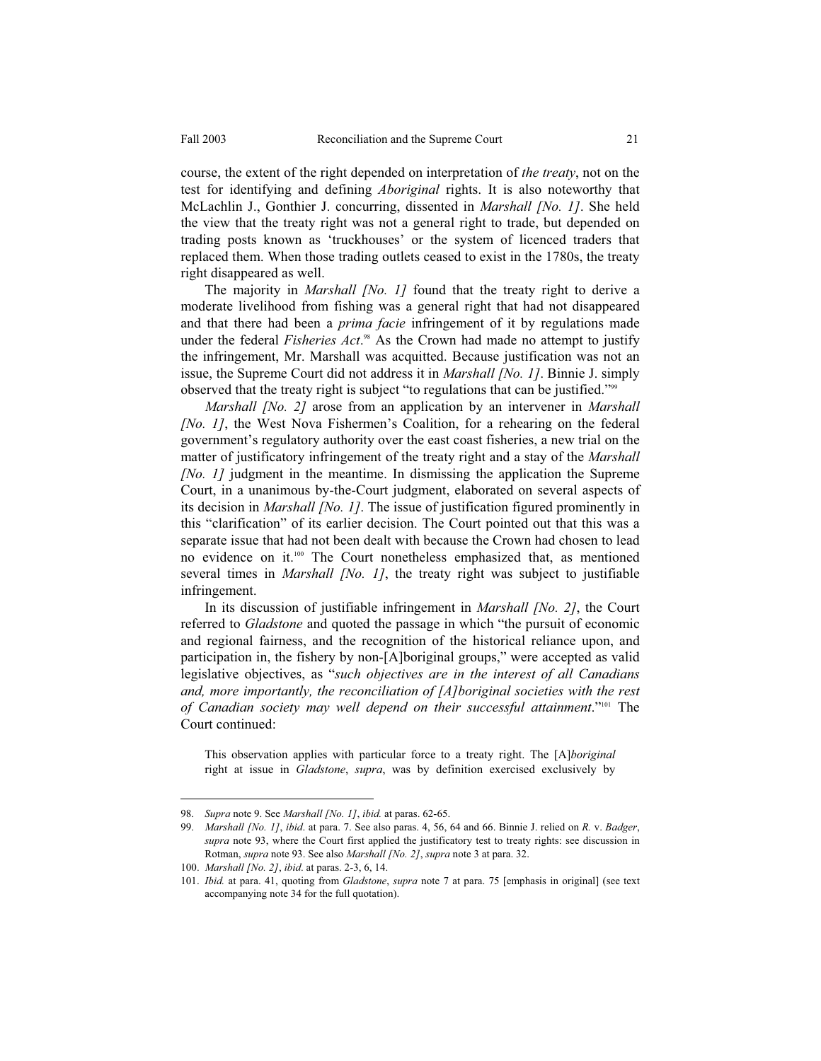course, the extent of the right depended on interpretation of *the treaty*, not on the test for identifying and defining *Aboriginal* rights. It is also noteworthy that McLachlin J., Gonthier J. concurring, dissented in *Marshall [No. 1]*. She held the view that the treaty right was not a general right to trade, but depended on trading posts known as 'truckhouses' or the system of licenced traders that replaced them. When those trading outlets ceased to exist in the 1780s, the treaty right disappeared as well.

The majority in *Marshall [No. 1]* found that the treaty right to derive a moderate livelihood from fishing was a general right that had not disappeared and that there had been a *prima facie* infringement of it by regulations made under the federal *Fisheries Act*.[98] As the Crown had made no attempt to justify the infringement, Mr. Marshall was acquitted. Because justification was not an issue, the Supreme Court did not address it in *Marshall [No. 1]*. Binnie J. simply observed that the treaty right is subject "to regulations that can be justified."[99]

*Marshall [No. 2]* arose from an application by an intervener in *Marshall [No. 1]*, the West Nova Fishermen's Coalition, for a rehearing on the federal government's regulatory authority over the east coast fisheries, a new trial on the matter of justificatory infringement of the treaty right and a stay of the *Marshall [No. 1]* judgment in the meantime. In dismissing the application the Supreme Court, in a unanimous by-the-Court judgment, elaborated on several aspects of its decision in *Marshall [No. 1]*. The issue of justification figured prominently in this "clarification" of its earlier decision. The Court pointed out that this was a separate issue that had not been dealt with because the Crown had chosen to lead no evidence on it.[100] The Court nonetheless emphasized that, as mentioned several times in *Marshall [No. 1]*, the treaty right was subject to justifiable infringement.

In its discussion of justifiable infringement in *Marshall [No. 2]*, the Court referred to *Gladstone* and quoted the passage in which "the pursuit of economic and regional fairness, and the recognition of the historical reliance upon, and participation in, the fishery by non-[A]boriginal groups," were accepted as valid legislative objectives, as "*such objectives are in the interest of all Canadians and, more importantly, the reconciliation of [A]boriginal societies with the rest of Canadian society may well depend on their successful attainment*."[101] The Court continued:

> This observation applies with particular force to a treaty right. The [A]*boriginal* right at issue in *Gladstone*, *supra*, was by definition exercised exclusively by

---

98. *Supra* note 9. See *Marshall [No. 1]*, *ibid.* at paras. 62-65.

99. *Marshall [No. 1]*, *ibid*. at para. 7. See also paras. 4, 56, 64 and 66. Binnie J. relied on *R.* v. *Badger*, *supra* note 93, where the Court first applied the justificatory test to treaty rights: see discussion in Rotman, *supra* note 93. See also *Marshall [No. 2]*, *supra* note 3 at para. 32.

100. *Marshall [No. 2]*, *ibid.* at paras. 2-3, 6, 14.

101. *Ibid.* at para. 41, quoting from *Gladstone*, *supra* note 7 at para. 75 [emphasis in original] (see text accompanying note 34 for the full quotation).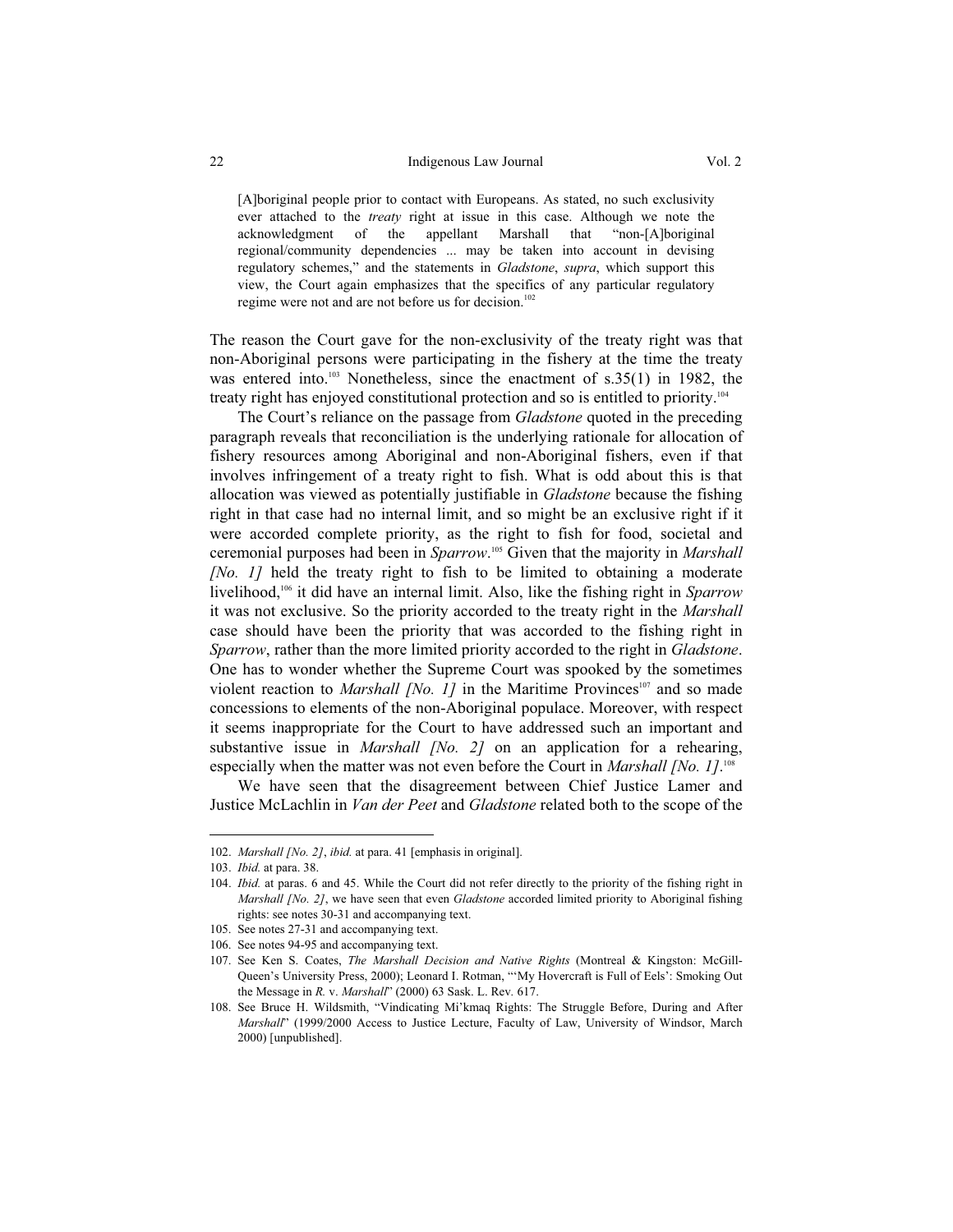> [A]boriginal people prior to contact with Europeans. As stated, no such exclusivity ever attached to the *treaty* right at issue in this case. Although we note the acknowledgment of the appellant Marshall that "non-[A]boriginal regional/community dependencies ... may be taken into account in devising regulatory schemes," and the statements in *Gladstone*, *supra*, which support this view, the Court again emphasizes that the specifics of any particular regulatory regime were not and are not before us for decision.[102]

The reason the Court gave for the non-exclusivity of the treaty right was that non-Aboriginal persons were participating in the fishery at the time the treaty was entered into.[103] Nonetheless, since the enactment of s.35(1) in 1982, the treaty right has enjoyed constitutional protection and so is entitled to priority.[104]

The Court's reliance on the passage from *Gladstone* quoted in the preceding paragraph reveals that reconciliation is the underlying rationale for allocation of fishery resources among Aboriginal and non-Aboriginal fishers, even if that involves infringement of a treaty right to fish. What is odd about this is that allocation was viewed as potentially justifiable in *Gladstone* because the fishing right in that case had no internal limit, and so might be an exclusive right if it were accorded complete priority, as the right to fish for food, societal and ceremonial purposes had been in *Sparrow*.[105] Given that the majority in *Marshall [No. 1]* held the treaty right to fish to be limited to obtaining a moderate livelihood,[106] it did have an internal limit. Also, like the fishing right in *Sparrow* it was not exclusive. So the priority accorded to the treaty right in the *Marshall* case should have been the priority that was accorded to the fishing right in *Sparrow*, rather than the more limited priority accorded to the right in *Gladstone*. One has to wonder whether the Supreme Court was spooked by the sometimes violent reaction to *Marshall [No. 1]* in the Maritime Provinces[107] and so made concessions to elements of the non-Aboriginal populace. Moreover, with respect it seems inappropriate for the Court to have addressed such an important and substantive issue in *Marshall [No. 2]* on an application for a rehearing, especially when the matter was not even before the Court in *Marshall [No. 1]*.[108]

We have seen that the disagreement between Chief Justice Lamer and Justice McLachlin in *Van der Peet* and *Gladstone* related both to the scope of the

---

102. *Marshall [No. 2]*, *ibid.* at para. 41 [emphasis in original].

103. *Ibid.* at para. 38.

104. *Ibid.* at paras. 6 and 45. While the Court did not refer directly to the priority of the fishing right in *Marshall [No. 2]*, we have seen that even *Gladstone* accorded limited priority to Aboriginal fishing rights: see notes 30-31 and accompanying text.

105. See notes 27-31 and accompanying text.

106. See notes 94-95 and accompanying text.

107. See Ken S. Coates, *The Marshall Decision and Native Rights* (Montreal & Kingston: McGill-Queen's University Press, 2000); Leonard I. Rotman, "'My Hovercraft is Full of Eels': Smoking Out the Message in *R.* v. *Marshall*" (2000) 63 Sask. L. Rev. 617.

108. See Bruce H. Wildsmith, "Vindicating Mi'kmaq Rights: The Struggle Before, During and After *Marshall*" (1999/2000 Access to Justice Lecture, Faculty of Law, University of Windsor, March 2000) [unpublished].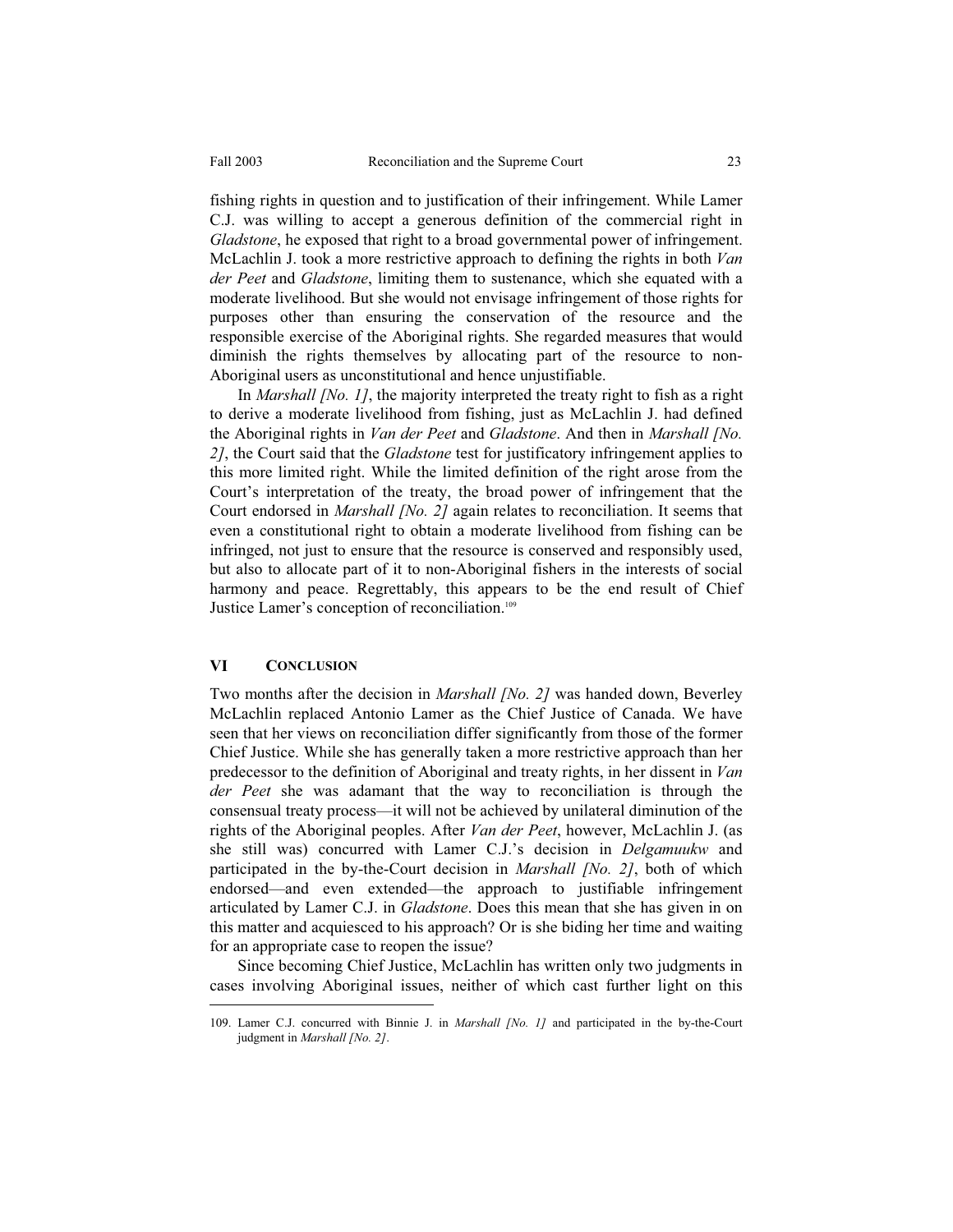fishing rights in question and to justification of their infringement. While Lamer C.J. was willing to accept a generous definition of the commercial right in *Gladstone*, he exposed that right to a broad governmental power of infringement. McLachlin J. took a more restrictive approach to defining the rights in both *Van der Peet* and *Gladstone*, limiting them to sustenance, which she equated with a moderate livelihood. But she would not envisage infringement of those rights for purposes other than ensuring the conservation of the resource and the responsible exercise of the Aboriginal rights. She regarded measures that would diminish the rights themselves by allocating part of the resource to non-Aboriginal users as unconstitutional and hence unjustifiable.

In *Marshall [No. 1]*, the majority interpreted the treaty right to fish as a right to derive a moderate livelihood from fishing, just as McLachlin J. had defined the Aboriginal rights in *Van der Peet* and *Gladstone*. And then in *Marshall [No. 2]*, the Court said that the *Gladstone* test for justificatory infringement applies to this more limited right. While the limited definition of the right arose from the Court's interpretation of the treaty, the broad power of infringement that the Court endorsed in *Marshall [No. 2]* again relates to reconciliation. It seems that even a constitutional right to obtain a moderate livelihood from fishing can be infringed, not just to ensure that the resource is conserved and responsibly used, but also to allocate part of it to non-Aboriginal fishers in the interests of social harmony and peace. Regrettably, this appears to be the end result of Chief Justice Lamer's conception of reconciliation.[109]

## VI CONCLUSION

Two months after the decision in *Marshall [No. 2]* was handed down, Beverley McLachlin replaced Antonio Lamer as the Chief Justice of Canada. We have seen that her views on reconciliation differ significantly from those of the former Chief Justice. While she has generally taken a more restrictive approach than her predecessor to the definition of Aboriginal and treaty rights, in her dissent in *Van der Peet* she was adamant that the way to reconciliation is through the consensual treaty process—it will not be achieved by unilateral diminution of the rights of the Aboriginal peoples. After *Van der Peet*, however, McLachlin J. (as she still was) concurred with Lamer C.J.'s decision in *Delgamuukw* and participated in the by-the-Court decision in *Marshall [No. 2]*, both of which endorsed—and even extended—the approach to justifiable infringement articulated by Lamer C.J. in *Gladstone*. Does this mean that she has given in on this matter and acquiesced to his approach? Or is she biding her time and waiting for an appropriate case to reopen the issue?

Since becoming Chief Justice, McLachlin has written only two judgments in cases involving Aboriginal issues, neither of which cast further light on this

---

109. Lamer C.J. concurred with Binnie J. in *Marshall [No. 1]* and participated in the by-the-Court judgment in *Marshall [No. 2]*.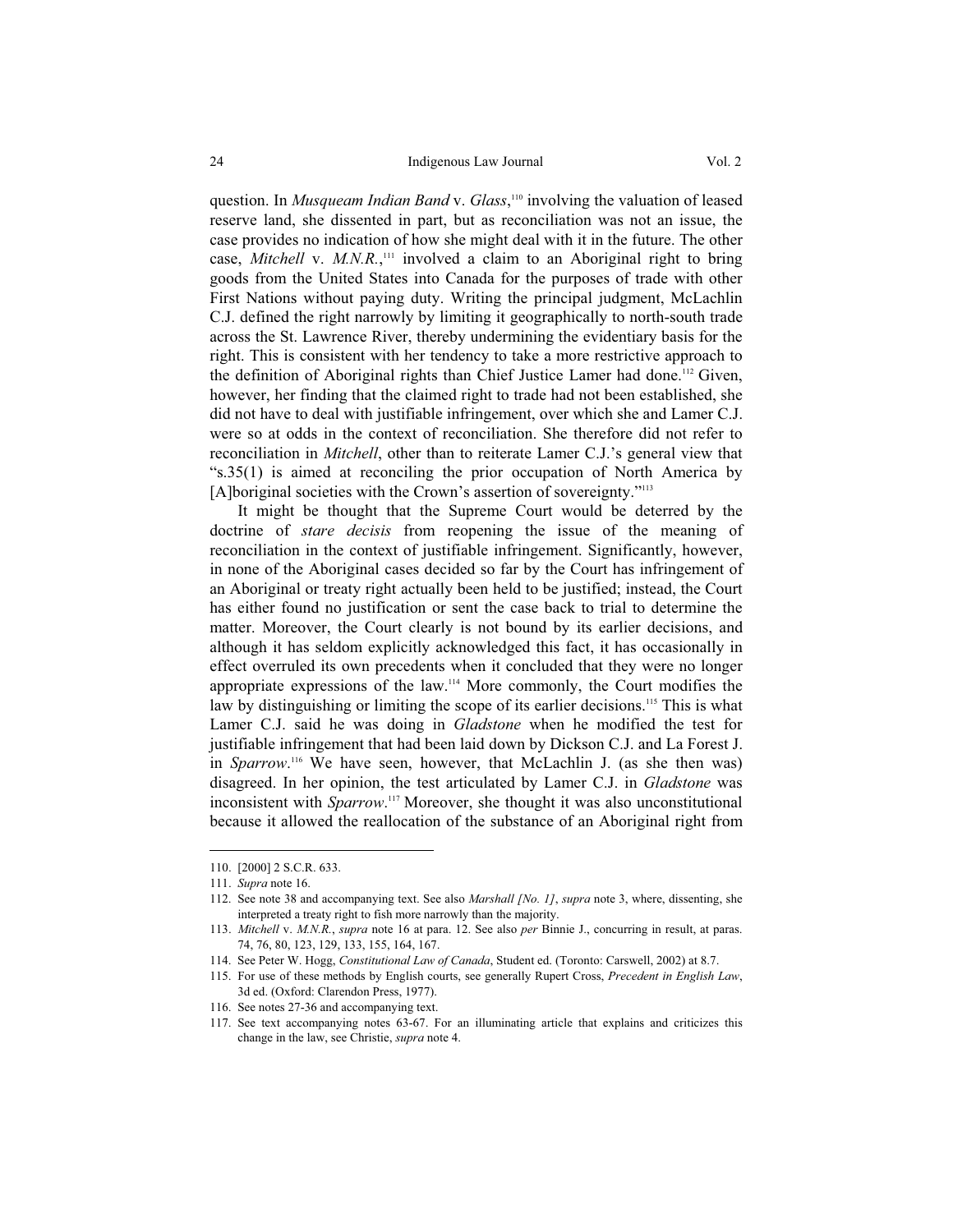question. In *Musqueam Indian Band* v. *Glass*,[110] involving the valuation of leased reserve land, she dissented in part, but as reconciliation was not an issue, the case provides no indication of how she might deal with it in the future. The other case, *Mitchell* v. *M.N.R.*,[111] involved a claim to an Aboriginal right to bring goods from the United States into Canada for the purposes of trade with other First Nations without paying duty. Writing the principal judgment, McLachlin C.J. defined the right narrowly by limiting it geographically to north-south trade across the St. Lawrence River, thereby undermining the evidentiary basis for the right. This is consistent with her tendency to take a more restrictive approach to the definition of Aboriginal rights than Chief Justice Lamer had done.[112] Given, however, her finding that the claimed right to trade had not been established, she did not have to deal with justifiable infringement, over which she and Lamer C.J. were so at odds in the context of reconciliation. She therefore did not refer to reconciliation in *Mitchell*, other than to reiterate Lamer C.J.'s general view that "s.35(1) is aimed at reconciling the prior occupation of North America by [A]boriginal societies with the Crown's assertion of sovereignty."[113]

It might be thought that the Supreme Court would be deterred by the doctrine of *stare decisis* from reopening the issue of the meaning of reconciliation in the context of justifiable infringement. Significantly, however, in none of the Aboriginal cases decided so far by the Court has infringement of an Aboriginal or treaty right actually been held to be justified; instead, the Court has either found no justification or sent the case back to trial to determine the matter. Moreover, the Court clearly is not bound by its earlier decisions, and although it has seldom explicitly acknowledged this fact, it has occasionally in effect overruled its own precedents when it concluded that they were no longer appropriate expressions of the law.[114] More commonly, the Court modifies the law by distinguishing or limiting the scope of its earlier decisions.[115] This is what Lamer C.J. said he was doing in *Gladstone* when he modified the test for justifiable infringement that had been laid down by Dickson C.J. and La Forest J. in *Sparrow*.[116] We have seen, however, that McLachlin J. (as she then was) disagreed. In her opinion, the test articulated by Lamer C.J. in *Gladstone* was inconsistent with *Sparrow*.[117] Moreover, she thought it was also unconstitutional because it allowed the reallocation of the substance of an Aboriginal right from

---

110. [2000] 2 S.C.R. 633.

111. *Supra* note 16.

112. See note 38 and accompanying text. See also *Marshall [No. 1]*, *supra* note 3, where, dissenting, she interpreted a treaty right to fish more narrowly than the majority.

113. *Mitchell* v. *M.N.R.*, *supra* note 16 at para. 12. See also *per* Binnie J., concurring in result, at paras. 74, 76, 80, 123, 129, 133, 155, 164, 167.

114. See Peter W. Hogg, *Constitutional Law of Canada*, Student ed. (Toronto: Carswell, 2002) at 8.7.

115. For use of these methods by English courts, see generally Rupert Cross, *Precedent in English Law*, 3d ed. (Oxford: Clarendon Press, 1977).

116. See notes 27-36 and accompanying text.

117. See text accompanying notes 63-67. For an illuminating article that explains and criticizes this change in the law, see Christie, *supra* note 4.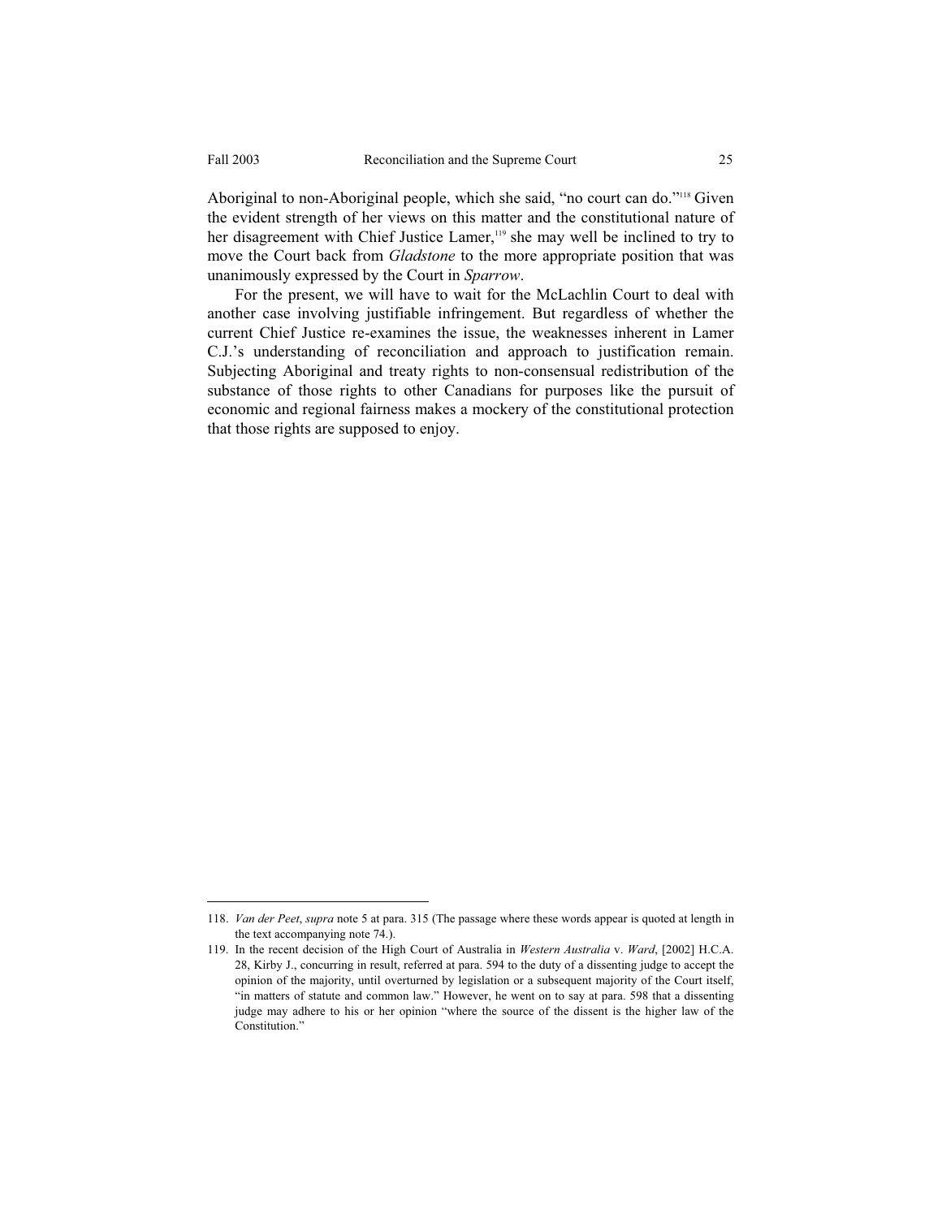Aboriginal to non-Aboriginal people, which she said, "no court can do."[118] Given the evident strength of her views on this matter and the constitutional nature of her disagreement with Chief Justice Lamer,[119] she may well be inclined to try to move the Court back from *Gladstone* to the more appropriate position that was unanimously expressed by the Court in *Sparrow*.

For the present, we will have to wait for the McLachlin Court to deal with another case involving justifiable infringement. But regardless of whether the current Chief Justice re-examines the issue, the weaknesses inherent in Lamer C.J.'s understanding of reconciliation and approach to justification remain. Subjecting Aboriginal and treaty rights to non-consensual redistribution of the substance of those rights to other Canadians for purposes like the pursuit of economic and regional fairness makes a mockery of the constitutional protection that those rights are supposed to enjoy.

---

118. *Van der Peet*, *supra* note 5 at para. 315 (The passage where these words appear is quoted at length in the text accompanying note 74.).

119. In the recent decision of the High Court of Australia in *Western Australia* v. *Ward*, [2002] H.C.A. 28, Kirby J., concurring in result, referred at para. 594 to the duty of a dissenting judge to accept the opinion of the majority, until overturned by legislation or a subsequent majority of the Court itself, "in matters of statute and common law." However, he went on to say at para. 598 that a dissenting judge may adhere to his or her opinion "where the source of the dissent is the higher law of the Constitution."